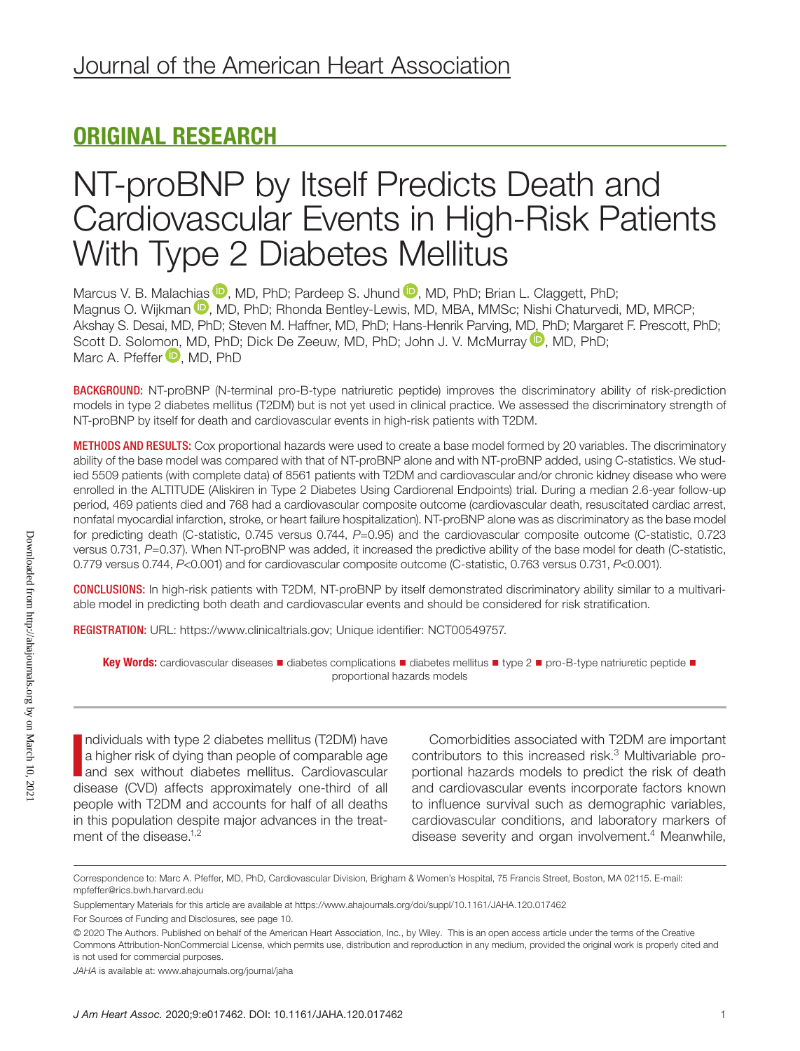Journal of the American Heart Association

## ORIGINAL RESEARCH

# NT-proBNP by Itself Predicts Death and Cardiovascular Events in High-Risk Patients With Type 2 Diabetes Mellitus

Marcus V. B. Malachias, MD, PhD; Pardeep S. Jhund, MD, PhD; Brian L. Claggett, PhD; Magnus O. Wijkman, MD, PhD; Rhonda Bentley-Lewis, MD, MBA, MMSc; Nishi Chaturvedi, MD, MRCP; Akshay S. Desai, MD, PhD; Steven M. Haffner, MD, PhD; Hans-Henrik Parving, MD, PhD; Margaret F. Prescott, PhD; Scott D. Solomon, MD, PhD; Dick De Zeeuw, MD, PhD; John J. V. McMurray, MD, PhD; Marc A. Pfeffer, MD, PhD

**BACKGROUND:** NT-proBNP (N-terminal pro-B-type natriuretic peptide) improves the discriminatory ability of risk-prediction models in type 2 diabetes mellitus (T2DM) but is not yet used in clinical practice. We assessed the discriminatory strength of NT-proBNP by itself for death and cardiovascular events in high-risk patients with T2DM.

**METHODS AND RESULTS:** Cox proportional hazards were used to create a base model formed by 20 variables. The discriminatory ability of the base model was compared with that of NT-proBNP alone and with NT-proBNP added, using C-statistics. We studied 5509 patients (with complete data) of 8561 patients with T2DM and cardiovascular and/or chronic kidney disease who were enrolled in the ALTITUDE (Aliskiren in Type 2 Diabetes Using Cardiorenal Endpoints) trial. During a median 2.6-year follow-up period, 469 patients died and 768 had a cardiovascular composite outcome (cardiovascular death, resuscitated cardiac arrest, nonfatal myocardial infarction, stroke, or heart failure hospitalization). NT-proBNP alone was as discriminatory as the base model for predicting death (C-statistic, 0.745 versus 0.744, $P$=0.95) and the cardiovascular composite outcome (C-statistic, 0.723 versus 0.731, $P$=0.37). When NT-proBNP was added, it increased the predictive ability of the base model for death (C-statistic, 0.779 versus 0.744, $P$<0.001) and for cardiovascular composite outcome (C-statistic, 0.763 versus 0.731, $P$<0.001).

**CONCLUSIONS:** In high-risk patients with T2DM, NT-proBNP by itself demonstrated discriminatory ability similar to a multivariable model in predicting both death and cardiovascular events and should be considered for risk stratification.

**REGISTRATION:** URL: https://www.clinicaltrials.gov; Unique identifier: NCT00549757.

**Key Words:** cardiovascular diseases ■ diabetes complications ■ diabetes mellitus ■ type 2 ■ pro-B-type natriuretic peptide ■ proportional hazards models

Individuals with type 2 diabetes mellitus (T2DM) have a higher risk of dying than people of comparable age and sex without diabetes mellitus. Cardiovascular disease (CVD) affects approximately one-third of all people with T2DM and accounts for half of all deaths in this population despite major advances in the treatment of the disease.[1,2]

Comorbidities associated with T2DM are important contributors to this increased risk.[3] Multivariable proportional hazards models to predict the risk of death and cardiovascular events incorporate factors known to influence survival such as demographic variables, cardiovascular conditions, and laboratory markers of disease severity and organ involvement.[4] Meanwhile,

Correspondence to: Marc A. Pfeffer, MD, PhD, Cardiovascular Division, Brigham & Women's Hospital, 75 Francis Street, Boston, MA 02115. E-mail: mpfeffer@rics.bwh.harvard.edu

Supplementary Materials for this article are available at https://www.ahajournals.org/doi/suppl/10.1161/JAHA.120.017462

For Sources of Funding and Disclosures, see page 10.

© 2020 The Authors. Published on behalf of the American Heart Association, Inc., by Wiley. This is an open access article under the terms of the Creative Commons Attribution-NonCommercial License, which permits use, distribution and reproduction in any medium, provided the original work is properly cited and is not used for commercial purposes.

*JAHA* is available at: www.ahajournals.org/journal/jaha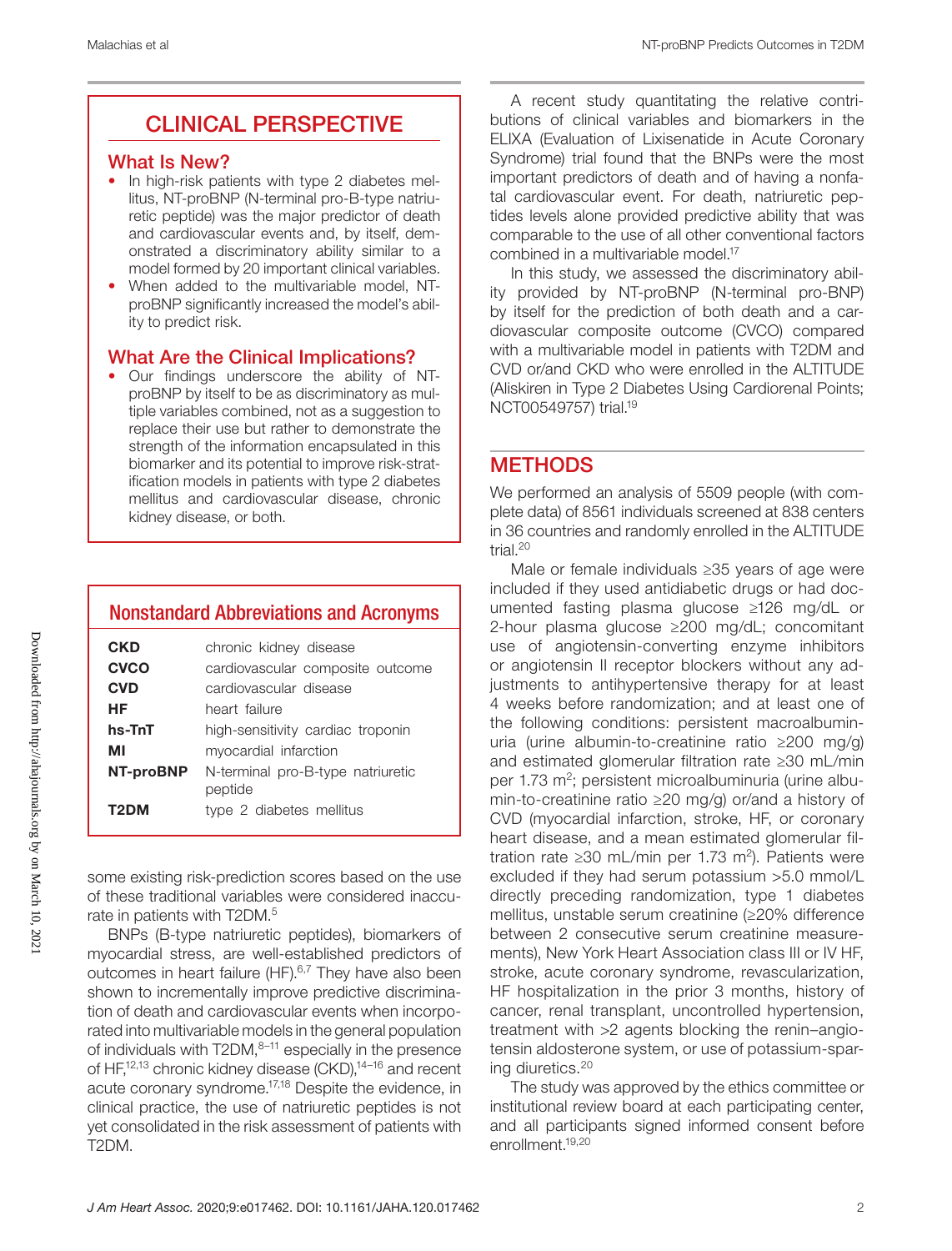## CLINICAL PERSPECTIVE

### What Is New?

- In high-risk patients with type 2 diabetes mellitus, NT-proBNP (N-terminal pro-B-type natriuretic peptide) was the major predictor of death and cardiovascular events and, by itself, demonstrated a discriminatory ability similar to a model formed by 20 important clinical variables.
- When added to the multivariable model, NT-proBNP significantly increased the model's ability to predict risk.

### What Are the Clinical Implications?

- Our findings underscore the ability of NT-proBNP by itself to be as discriminatory as multiple variables combined, not as a suggestion to replace their use but rather to demonstrate the strength of the information encapsulated in this biomarker and its potential to improve risk-stratification models in patients with type 2 diabetes mellitus and cardiovascular disease, chronic kidney disease, or both.

### Nonstandard Abbreviations and Acronyms

| | |
|---|---|
| **CKD** | chronic kidney disease |
| **CVCO** | cardiovascular composite outcome |
| **CVD** | cardiovascular disease |
| **HF** | heart failure |
| **hs-TnT** | high-sensitivity cardiac troponin |
| **MI** | myocardial infarction |
| **NT-proBNP** | N-terminal pro-B-type natriuretic peptide |
| **T2DM** | type 2 diabetes mellitus |

some existing risk-prediction scores based on the use of these traditional variables were considered inaccurate in patients with T2DM.[5]

BNPs (B-type natriuretic peptides), biomarkers of myocardial stress, are well-established predictors of outcomes in heart failure (HF).[6,7] They have also been shown to incrementally improve predictive discrimination of death and cardiovascular events when incorporated into multivariable models in the general population of individuals with T2DM,[8–11] especially in the presence of HF,[12,13] chronic kidney disease (CKD),[14–16] and recent acute coronary syndrome.[17,18] Despite the evidence, in clinical practice, the use of natriuretic peptides is not yet consolidated in the risk assessment of patients with T2DM.

A recent study quantitating the relative contributions of clinical variables and biomarkers in the ELIXA (Evaluation of Lixisenatide in Acute Coronary Syndrome) trial found that the BNPs were the most important predictors of death and of having a nonfatal cardiovascular event. For death, natriuretic peptides levels alone provided predictive ability that was comparable to the use of all other conventional factors combined in a multivariable model.[17]

In this study, we assessed the discriminatory ability provided by NT-proBNP (N-terminal pro-BNP) by itself for the prediction of both death and a cardiovascular composite outcome (CVCO) compared with a multivariable model in patients with T2DM and CVD or/and CKD who were enrolled in the ALTITUDE (Aliskiren in Type 2 Diabetes Using Cardiorenal Points; NCT00549757) trial.[19]

## METHODS

We performed an analysis of 5509 people (with complete data) of 8561 individuals screened at 838 centers in 36 countries and randomly enrolled in the ALTITUDE trial.[20]

Male or female individuals ≥35 years of age were included if they used antidiabetic drugs or had documented fasting plasma glucose ≥126 mg/dL or 2-hour plasma glucose ≥200 mg/dL; concomitant use of angiotensin-converting enzyme inhibitors or angiotensin II receptor blockers without any adjustments to antihypertensive therapy for at least 4 weeks before randomization; and at least one of the following conditions: persistent macroalbuminuria (urine albumin-to-creatinine ratio ≥200 mg/g) and estimated glomerular filtration rate ≥30 mL/min per 1.73 $m^2$; persistent microalbuminuria (urine albumin-to-creatinine ratio ≥20 mg/g) or/and a history of CVD (myocardial infarction, stroke, HF, or coronary heart disease, and a mean estimated glomerular filtration rate ≥30 mL/min per 1.73 $m^2$). Patients were excluded if they had serum potassium >5.0 mmol/L directly preceding randomization, type 1 diabetes mellitus, unstable serum creatinine (≥20% difference between 2 consecutive serum creatinine measurements), New York Heart Association class III or IV HF, stroke, acute coronary syndrome, revascularization, HF hospitalization in the prior 3 months, history of cancer, renal transplant, uncontrolled hypertension, treatment with >2 agents blocking the renin–angiotensin aldosterone system, or use of potassium-sparing diuretics.[20]

The study was approved by the ethics committee or institutional review board at each participating center, and all participants signed informed consent before enrollment.[19,20]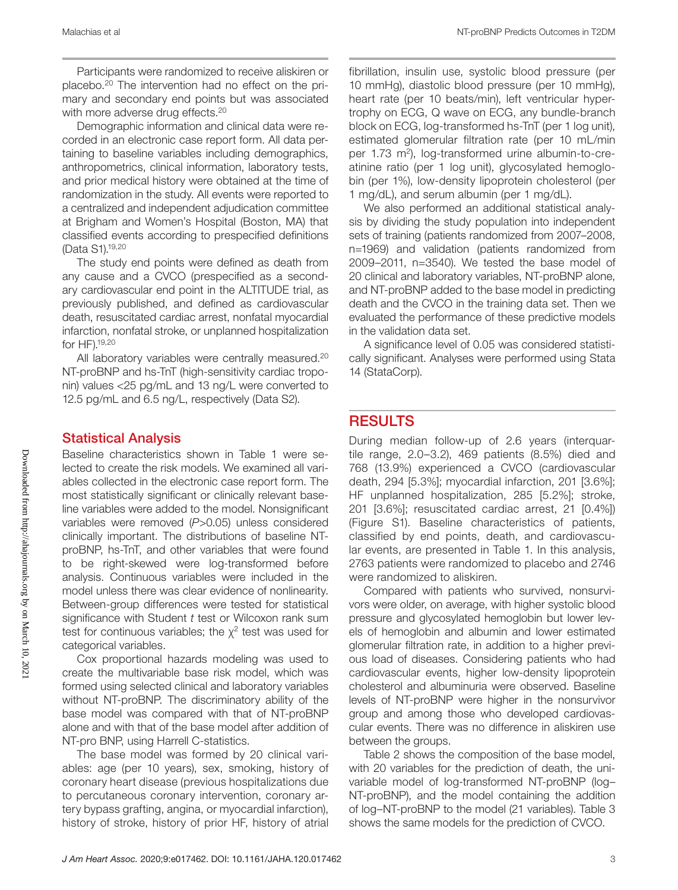Participants were randomized to receive aliskiren or placebo.[20] The intervention had no effect on the primary and secondary end points but was associated with more adverse drug effects.[20]

Demographic information and clinical data were recorded in an electronic case report form. All data pertaining to baseline variables including demographics, anthropometrics, clinical information, laboratory tests, and prior medical history were obtained at the time of randomization in the study. All events were reported to a centralized and independent adjudication committee at Brigham and Women's Hospital (Boston, MA) that classified events according to prespecified definitions (Data S1).[19,20]

The study end points were defined as death from any cause and a CVCO (prespecified as a secondary cardiovascular end point in the ALTITUDE trial, as previously published, and defined as cardiovascular death, resuscitated cardiac arrest, nonfatal myocardial infarction, nonfatal stroke, or unplanned hospitalization for HF).[19,20]

All laboratory variables were centrally measured.[20] NT-proBNP and hs-TnT (high-sensitivity cardiac troponin) values <25 pg/mL and 13 ng/L were converted to 12.5 pg/mL and 6.5 ng/L, respectively (Data S2).

## Statistical Analysis

Baseline characteristics shown in Table 1 were selected to create the risk models. We examined all variables collected in the electronic case report form. The most statistically significant or clinically relevant baseline variables were added to the model. Nonsignificant variables were removed ($P$>0.05) unless considered clinically important. The distributions of baseline NT-proBNP, hs-TnT, and other variables that were found to be right-skewed were log-transformed before analysis. Continuous variables were included in the model unless there was clear evidence of nonlinearity. Between-group differences were tested for statistical significance with Student $t$ test or Wilcoxon rank sum test for continuous variables; the $\chi^2$ test was used for categorical variables.

Cox proportional hazards modeling was used to create the multivariable base risk model, which was formed using selected clinical and laboratory variables without NT-proBNP. The discriminatory ability of the base model was compared with that of NT-proBNP alone and with that of the base model after addition of NT-pro BNP, using Harrell C-statistics.

The base model was formed by 20 clinical variables: age (per 10 years), sex, smoking, history of coronary heart disease (previous hospitalizations due to percutaneous coronary intervention, coronary artery bypass grafting, angina, or myocardial infarction), history of stroke, history of prior HF, history of atrial fibrillation, insulin use, systolic blood pressure (per 10 mmHg), diastolic blood pressure (per 10 mmHg), heart rate (per 10 beats/min), left ventricular hypertrophy on ECG, Q wave on ECG, any bundle-branch block on ECG, log-transformed hs-TnT (per 1 log unit), estimated glomerular filtration rate (per 10 mL/min per 1.73 m$^2$), log-transformed urine albumin-to-creatinine ratio (per 1 log unit), glycosylated hemoglobin (per 1%), low-density lipoprotein cholesterol (per 1 mg/dL), and serum albumin (per 1 mg/dL).

We also performed an additional statistical analysis by dividing the study population into independent sets of training (patients randomized from 2007–2008, n=1969) and validation (patients randomized from 2009–2011, n=3540). We tested the base model of 20 clinical and laboratory variables, NT-proBNP alone, and NT-proBNP added to the base model in predicting death and the CVCO in the training data set. Then we evaluated the performance of these predictive models in the validation data set.

A significance level of 0.05 was considered statistically significant. Analyses were performed using Stata 14 (StataCorp).

# RESULTS

During median follow-up of 2.6 years (interquartile range, 2.0–3.2), 469 patients (8.5%) died and 768 (13.9%) experienced a CVCO (cardiovascular death, 294 [5.3%]; myocardial infarction, 201 [3.6%]; HF unplanned hospitalization, 285 [5.2%]; stroke, 201 [3.6%]; resuscitated cardiac arrest, 21 [0.4%]) (Figure S1). Baseline characteristics of patients, classified by end points, death, and cardiovascular events, are presented in Table 1. In this analysis, 2763 patients were randomized to placebo and 2746 were randomized to aliskiren.

Compared with patients who survived, nonsurvivors were older, on average, with higher systolic blood pressure and glycosylated hemoglobin but lower levels of hemoglobin and albumin and lower estimated glomerular filtration rate, in addition to a higher previous load of diseases. Considering patients who had cardiovascular events, higher low-density lipoprotein cholesterol and albuminuria were observed. Baseline levels of NT-proBNP were higher in the nonsurvivor group and among those who developed cardiovascular events. There was no difference in aliskiren use between the groups.

Table 2 shows the composition of the base model, with 20 variables for the prediction of death, the univariable model of log-transformed NT-proBNP (log–NT-proBNP), and the model containing the addition of log–NT-proBNP to the model (21 variables). Table 3 shows the same models for the prediction of CVCO.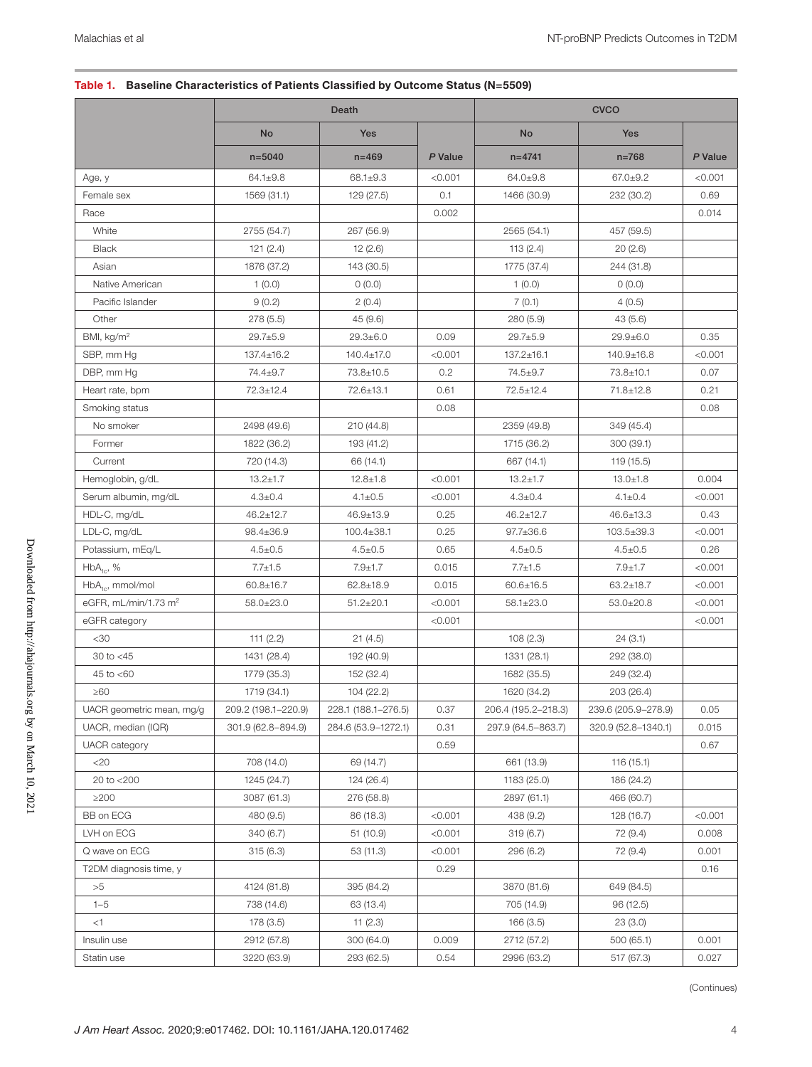**Table 1. Baseline Characteristics of Patients Classified by Outcome Status (N=5509)**

| | Death | | | CVCO | | |
|---|---|---|---|---|---|---|
| | No | Yes | | No | Yes | |
| | n=5040 | n=469 | *P* Value | n=4741 | n=768 | *P* Value |
| Age, y | 64.1±9.8 | 68.1±9.3 | <0.001 | 64.0±9.8 | 67.0±9.2 | <0.001 |
| Female sex | 1569 (31.1) | 129 (27.5) | 0.1 | 1466 (30.9) | 232 (30.2) | 0.69 |
| Race | | | 0.002 | | | 0.014 |
| White | 2755 (54.7) | 267 (56.9) | | 2565 (54.1) | 457 (59.5) | |
| Black | 121 (2.4) | 12 (2.6) | | 113 (2.4) | 20 (2.6) | |
| Asian | 1876 (37.2) | 143 (30.5) | | 1775 (37.4) | 244 (31.8) | |
| Native American | 1 (0.0) | 0 (0.0) | | 1 (0.0) | 0 (0.0) | |
| Pacific Islander | 9 (0.2) | 2 (0.4) | | 7 (0.1) | 4 (0.5) | |
| Other | 278 (5.5) | 45 (9.6) | | 280 (5.9) | 43 (5.6) | |
| BMI, kg/m$^2$ | 29.7±5.9 | 29.3±6.0 | 0.09 | 29.7±5.9 | 29.9±6.0 | 0.35 |
| SBP, mm Hg | 137.4±16.2 | 140.4±17.0 | <0.001 | 137.2±16.1 | 140.9±16.8 | <0.001 |
| DBP, mm Hg | 74.4±9.7 | 73.8±10.5 | 0.2 | 74.5±9.7 | 73.8±10.1 | 0.07 |
| Heart rate, bpm | 72.3±12.4 | 72.6±13.1 | 0.61 | 72.5±12.4 | 71.8±12.8 | 0.21 |
| Smoking status | | | 0.08 | | | 0.08 |
| No smoker | 2498 (49.6) | 210 (44.8) | | 2359 (49.8) | 349 (45.4) | |
| Former | 1822 (36.2) | 193 (41.2) | | 1715 (36.2) | 300 (39.1) | |
| Current | 720 (14.3) | 66 (14.1) | | 667 (14.1) | 119 (15.5) | |
| Hemoglobin, g/dL | 13.2±1.7 | 12.8±1.8 | <0.001 | 13.2±1.7 | 13.0±1.8 | 0.004 |
| Serum albumin, mg/dL | 4.3±0.4 | 4.1±0.5 | <0.001 | 4.3±0.4 | 4.1±0.4 | <0.001 |
| HDL-C, mg/dL | 46.2±12.7 | 46.9±13.9 | 0.25 | 46.2±12.7 | 46.6±13.3 | 0.43 |
| LDL-C, mg/dL | 98.4±36.9 | 100.4±38.1 | 0.25 | 97.7±36.6 | 103.5±39.3 | <0.001 |
| Potassium, mEq/L | 4.5±0.5 | 4.5±0.5 | 0.65 | 4.5±0.5 | 4.5±0.5 | 0.26 |
| $HbA_{1c}$, % | 7.7±1.5 | 7.9±1.7 | 0.015 | 7.7±1.5 | 7.9±1.7 | <0.001 |
| $HbA_{1c}$, mmol/mol | 60.8±16.7 | 62.8±18.9 | 0.015 | 60.6±16.5 | 63.2±18.7 | <0.001 |
| eGFR, mL/min/1.73 m$^2$ | 58.0±23.0 | 51.2±20.1 | <0.001 | 58.1±23.0 | 53.0±20.8 | <0.001 |
| eGFR category | | | <0.001 | | | <0.001 |
| <30 | 111 (2.2) | 21 (4.5) | | 108 (2.3) | 24 (3.1) | |
| 30 to <45 | 1431 (28.4) | 192 (40.9) | | 1331 (28.1) | 292 (38.0) | |
| 45 to <60 | 1779 (35.3) | 152 (32.4) | | 1682 (35.5) | 249 (32.4) | |
| ≥60 | 1719 (34.1) | 104 (22.2) | | 1620 (34.2) | 203 (26.4) | |
| UACR geometric mean, mg/g | 209.2 (198.1–220.9) | 228.1 (188.1–276.5) | 0.37 | 206.4 (195.2–218.3) | 239.6 (205.9–278.9) | 0.05 |
| UACR, median (IQR) | 301.9 (62.8–894.9) | 284.6 (53.9–1272.1) | 0.31 | 297.9 (64.5–863.7) | 320.9 (52.8–1340.1) | 0.015 |
| UACR category | | | 0.59 | | | 0.67 |
| <20 | 708 (14.0) | 69 (14.7) | | 661 (13.9) | 116 (15.1) | |
| 20 to <200 | 1245 (24.7) | 124 (26.4) | | 1183 (25.0) | 186 (24.2) | |
| ≥200 | 3087 (61.3) | 276 (58.8) | | 2897 (61.1) | 466 (60.7) | |
| BB on ECG | 480 (9.5) | 86 (18.3) | <0.001 | 438 (9.2) | 128 (16.7) | <0.001 |
| LVH on ECG | 340 (6.7) | 51 (10.9) | <0.001 | 319 (6.7) | 72 (9.4) | 0.008 |
| Q wave on ECG | 315 (6.3) | 53 (11.3) | <0.001 | 296 (6.2) | 72 (9.4) | 0.001 |
| T2DM diagnosis time, y | | | 0.29 | | | 0.16 |
| >5 | 4124 (81.8) | 395 (84.2) | | 3870 (81.6) | 649 (84.5) | |
| 1–5 | 738 (14.6) | 63 (13.4) | | 705 (14.9) | 96 (12.5) | |
| <1 | 178 (3.5) | 11 (2.3) | | 166 (3.5) | 23 (3.0) | |
| Insulin use | 2912 (57.8) | 300 (64.0) | 0.009 | 2712 (57.2) | 500 (65.1) | 0.001 |
| Statin use | 3220 (63.9) | 293 (62.5) | 0.54 | 2996 (63.2) | 517 (67.3) | 0.027 |

(Continues)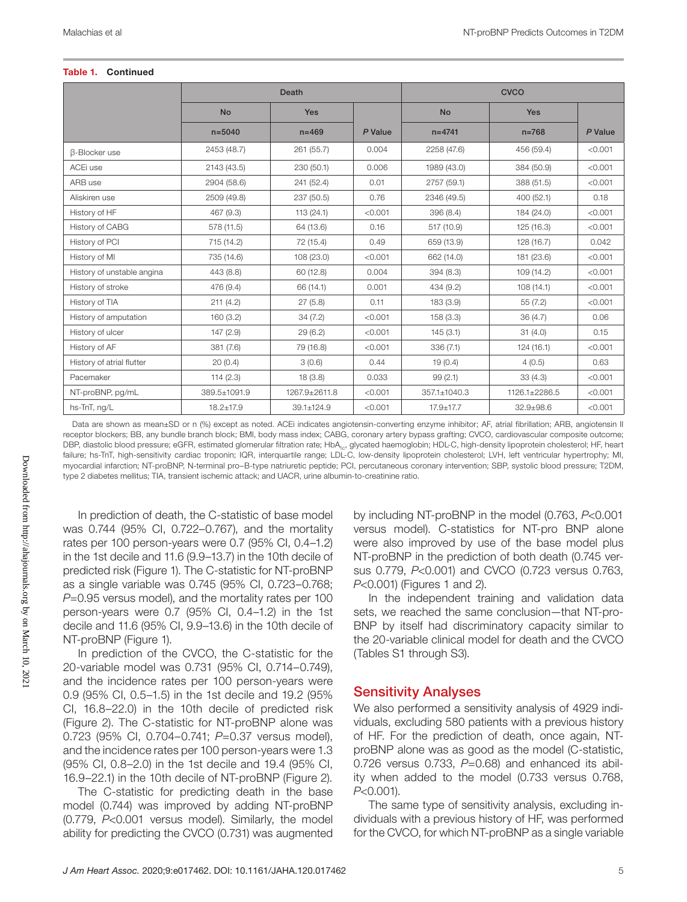**Table 1. Continued**

| | Death | | | CVCO | | |
|---|---|---|---|---|---|---|
| | No | Yes | | No | Yes | |
| | n=5040 | n=469 | *P* Value | n=4741 | n=768 | *P* Value |
| β-Blocker use | 2453 (48.7) | 261 (55.7) | 0.004 | 2258 (47.6) | 456 (59.4) | <0.001 |
| ACEi use | 2143 (43.5) | 230 (50.1) | 0.006 | 1989 (43.0) | 384 (50.9) | <0.001 |
| ARB use | 2904 (58.6) | 241 (52.4) | 0.01 | 2757 (59.1) | 388 (51.5) | <0.001 |
| Aliskiren use | 2509 (49.8) | 237 (50.5) | 0.76 | 2346 (49.5) | 400 (52.1) | 0.18 |
| History of HF | 467 (9.3) | 113 (24.1) | <0.001 | 396 (8.4) | 184 (24.0) | <0.001 |
| History of CABG | 578 (11.5) | 64 (13.6) | 0.16 | 517 (10.9) | 125 (16.3) | <0.001 |
| History of PCI | 715 (14.2) | 72 (15.4) | 0.49 | 659 (13.9) | 128 (16.7) | 0.042 |
| History of MI | 735 (14.6) | 108 (23.0) | <0.001 | 662 (14.0) | 181 (23.6) | <0.001 |
| History of unstable angina | 443 (8.8) | 60 (12.8) | 0.004 | 394 (8.3) | 109 (14.2) | <0.001 |
| History of stroke | 476 (9.4) | 66 (14.1) | 0.001 | 434 (9.2) | 108 (14.1) | <0.001 |
| History of TIA | 211 (4.2) | 27 (5.8) | 0.11 | 183 (3.9) | 55 (7.2) | <0.001 |
| History of amputation | 160 (3.2) | 34 (7.2) | <0.001 | 158 (3.3) | 36 (4.7) | 0.06 |
| History of ulcer | 147 (2.9) | 29 (6.2) | <0.001 | 145 (3.1) | 31 (4.0) | 0.15 |
| History of AF | 381 (7.6) | 79 (16.8) | <0.001 | 336 (7.1) | 124 (16.1) | <0.001 |
| History of atrial flutter | 20 (0.4) | 3 (0.6) | 0.44 | 19 (0.4) | 4 (0.5) | 0.63 |
| Pacemaker | 114 (2.3) | 18 (3.8) | 0.033 | 99 (2.1) | 33 (4.3) | <0.001 |
| NT-proBNP, pg/mL | 389.5±1091.9 | 1267.9±2611.8 | <0.001 | 357.1±1040.3 | 1126.1±2286.5 | <0.001 |
| hs-TnT, ng/L | 18.2±17.9 | 39.1±124.9 | <0.001 | 17.9±17.7 | 32.9±98.6 | <0.001 |

Data are shown as mean±SD or n (%) except as noted. ACEi indicates angiotensin-converting enzyme inhibitor; AF, atrial fibrillation; ARB, angiotensin II receptor blockers; BB, any bundle branch block; BMI, body mass index; CABG, coronary artery bypass grafting; CVCO, cardiovascular composite outcome; DBP, diastolic blood pressure; eGFR, estimated glomerular filtration rate; $HbA_{1c}$, glycated haemoglobin; HDL-C, high-density lipoprotein cholesterol; HF, heart failure; hs-TnT, high-sensitivity cardiac troponin; IQR, interquartile range; LDL-C, low-density lipoprotein cholesterol; LVH, left ventricular hypertrophy; MI, myocardial infarction; NT-proBNP, N-terminal pro–B-type natriuretic peptide; PCI, percutaneous coronary intervention; SBP, systolic blood pressure; T2DM, type 2 diabetes mellitus; TIA, transient ischemic attack; and UACR, urine albumin-to-creatinine ratio.

In prediction of death, the C-statistic of base model was 0.744 (95% CI, 0.722–0.767), and the mortality rates per 100 person-years were 0.7 (95% CI, 0.4–1.2) in the 1st decile and 11.6 (9.9–13.7) in the 10th decile of predicted risk (Figure 1). The C-statistic for NT-proBNP as a single variable was 0.745 (95% CI, 0.723–0.768; *P*=0.95 versus model), and the mortality rates per 100 person-years were 0.7 (95% CI, 0.4–1.2) in the 1st decile and 11.6 (95% CI, 9.9–13.6) in the 10th decile of NT-proBNP (Figure 1).

In prediction of the CVCO, the C-statistic for the 20-variable model was 0.731 (95% CI, 0.714–0.749), and the incidence rates per 100 person-years were 0.9 (95% CI, 0.5–1.5) in the 1st decile and 19.2 (95% CI, 16.8–22.0) in the 10th decile of predicted risk (Figure 2). The C-statistic for NT-proBNP alone was 0.723 (95% CI, 0.704–0.741; *P*=0.37 versus model), and the incidence rates per 100 person-years were 1.3 (95% CI, 0.8–2.0) in the 1st decile and 19.4 (95% CI, 16.9–22.1) in the 10th decile of NT-proBNP (Figure 2).

The C-statistic for predicting death in the base model (0.744) was improved by adding NT-proBNP (0.779, *P*<0.001 versus model). Similarly, the model ability for predicting the CVCO (0.731) was augmented by including NT-proBNP in the model (0.763, *P*<0.001 versus model). C-statistics for NT-pro BNP alone were also improved by use of the base model plus NT-proBNP in the prediction of both death (0.745 versus 0.779, *P*<0.001) and CVCO (0.723 versus 0.763, *P*<0.001) (Figures 1 and 2).

In the independent training and validation data sets, we reached the same conclusion—that NT-proBNP by itself had discriminatory capacity similar to the 20-variable clinical model for death and the CVCO (Tables S1 through S3).

## Sensitivity Analyses

We also performed a sensitivity analysis of 4929 individuals, excluding 580 patients with a previous history of HF. For the prediction of death, once again, NT-proBNP alone was as good as the model (C-statistic, 0.726 versus 0.733, *P*=0.68) and enhanced its ability when added to the model (0.733 versus 0.768, *P*<0.001).

The same type of sensitivity analysis, excluding individuals with a previous history of HF, was performed for the CVCO, for which NT-proBNP as a single variable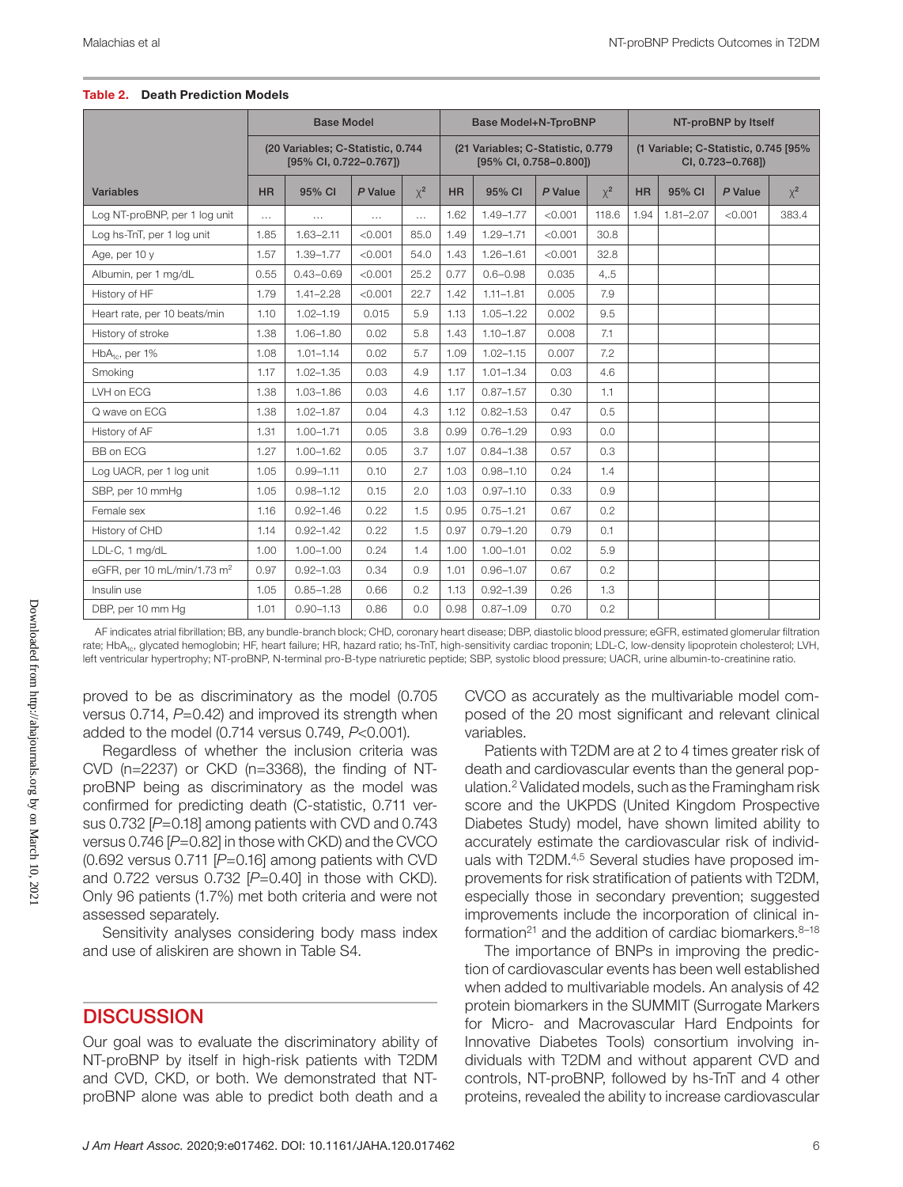**Table 2. Death Prediction Models**

| Variables | Base Model (20 Variables; C-Statistic, 0.744 [95% CI, 0.722–0.767]) | | | | Base Model+N-TproBNP (21 Variables; C-Statistic, 0.779 [95% CI, 0.758–0.800]) | | | | NT-proBNP by Itself (1 Variable; C-Statistic, 0.745 [95% CI, 0.723–0.768]) | | | |
|---|---|---|---|---|---|---|---|---|---|---|---|---|
| | HR | 95% CI | *P* Value | $\chi^2$ | HR | 95% CI | *P* Value | $\chi^2$ | HR | 95% CI | *P* Value | $\chi^2$ |
| Log NT-proBNP, per 1 log unit | ... | ... | ... | ... | 1.62 | 1.49–1.77 | <0.001 | 118.6 | 1.94 | 1.81–2.07 | <0.001 | 383.4 |
| Log hs-TnT, per 1 log unit | 1.85 | 1.63–2.11 | <0.001 | 85.0 | 1.49 | 1.29–1.71 | <0.001 | 30.8 | | | | |
| Age, per 10 y | 1.57 | 1.39–1.77 | <0.001 | 54.0 | 1.43 | 1.26–1.61 | <0.001 | 32.8 | | | | |
| Albumin, per 1 mg/dL | 0.55 | 0.43–0.69 | <0.001 | 25.2 | 0.77 | 0.6–0.98 | 0.035 | 4,.5 | | | | |
| History of HF | 1.79 | 1.41–2.28 | <0.001 | 22.7 | 1.42 | 1.11–1.81 | 0.005 | 7.9 | | | | |
| Heart rate, per 10 beats/min | 1.10 | 1.02–1.19 | 0.015 | 5.9 | 1.13 | 1.05–1.22 | 0.002 | 9.5 | | | | |
| History of stroke | 1.38 | 1.06–1.80 | 0.02 | 5.8 | 1.43 | 1.10–1.87 | 0.008 | 7.1 | | | | |
| $HbA_{1c}$, per 1% | 1.08 | 1.01–1.14 | 0.02 | 5.7 | 1.09 | 1.02–1.15 | 0.007 | 7.2 | | | | |
| Smoking | 1.17 | 1.02–1.35 | 0.03 | 4.9 | 1.17 | 1.01–1.34 | 0.03 | 4.6 | | | | |
| LVH on ECG | 1.38 | 1.03–1.86 | 0.03 | 4.6 | 1.17 | 0.87–1.57 | 0.30 | 1.1 | | | | |
| Q wave on ECG | 1.38 | 1.02–1.87 | 0.04 | 4.3 | 1.12 | 0.82–1.53 | 0.47 | 0.5 | | | | |
| History of AF | 1.31 | 1.00–1.71 | 0.05 | 3.8 | 0.99 | 0.76–1.29 | 0.93 | 0.0 | | | | |
| BB on ECG | 1.27 | 1.00–1.62 | 0.05 | 3.7 | 1.07 | 0.84–1.38 | 0.57 | 0.3 | | | | |
| Log UACR, per 1 log unit | 1.05 | 0.99–1.11 | 0.10 | 2.7 | 1.03 | 0.98–1.10 | 0.24 | 1.4 | | | | |
| SBP, per 10 mmHg | 1.05 | 0.98–1.12 | 0.15 | 2.0 | 1.03 | 0.97–1.10 | 0.33 | 0.9 | | | | |
| Female sex | 1.16 | 0.92–1.46 | 0.22 | 1.5 | 0.95 | 0.75–1.21 | 0.67 | 0.2 | | | | |
| History of CHD | 1.14 | 0.92–1.42 | 0.22 | 1.5 | 0.97 | 0.79–1.20 | 0.79 | 0.1 | | | | |
| LDL-C, 1 mg/dL | 1.00 | 1.00–1.00 | 0.24 | 1.4 | 1.00 | 1.00–1.01 | 0.02 | 5.9 | | | | |
| eGFR, per 10 mL/min/1.73 $m^2$ | 0.97 | 0.92–1.03 | 0.34 | 0.9 | 1.01 | 0.96–1.07 | 0.67 | 0.2 | | | | |
| Insulin use | 1.05 | 0.85–1.28 | 0.66 | 0.2 | 1.13 | 0.92–1.39 | 0.26 | 1.3 | | | | |
| DBP, per 10 mm Hg | 1.01 | 0.90–1.13 | 0.86 | 0.0 | 0.98 | 0.87–1.09 | 0.70 | 0.2 | | | | |

AF indicates atrial fibrillation; BB, any bundle-branch block; CHD, coronary heart disease; DBP, diastolic blood pressure; eGFR, estimated glomerular filtration rate; $HbA_{1c}$, glycated hemoglobin; HF, heart failure; HR, hazard ratio; hs-TnT, high-sensitivity cardiac troponin; LDL-C, low-density lipoprotein cholesterol; LVH, left ventricular hypertrophy; NT-proBNP, N-terminal pro-B-type natriuretic peptide; SBP, systolic blood pressure; UACR, urine albumin-to-creatinine ratio.

proved to be as discriminatory as the model (0.705 versus 0.714, *P*=0.42) and improved its strength when added to the model (0.714 versus 0.749, *P*<0.001).

Regardless of whether the inclusion criteria was CVD (n=2237) or CKD (n=3368), the finding of NT-proBNP being as discriminatory as the model was confirmed for predicting death (C-statistic, 0.711 versus 0.732 [*P*=0.18] among patients with CVD and 0.743 versus 0.746 [*P*=0.82] in those with CKD) and the CVCO (0.692 versus 0.711 [*P*=0.16] among patients with CVD and 0.722 versus 0.732 [*P*=0.40] in those with CKD). Only 96 patients (1.7%) met both criteria and were not assessed separately.

Sensitivity analyses considering body mass index and use of aliskiren are shown in Table S4.

## DISCUSSION

Our goal was to evaluate the discriminatory ability of NT-proBNP by itself in high-risk patients with T2DM and CVD, CKD, or both. We demonstrated that NT-proBNP alone was able to predict both death and a CVCO as accurately as the multivariable model composed of the 20 most significant and relevant clinical variables.

Patients with T2DM are at 2 to 4 times greater risk of death and cardiovascular events than the general population.[2] Validated models, such as the Framingham risk score and the UKPDS (United Kingdom Prospective Diabetes Study) model, have shown limited ability to accurately estimate the cardiovascular risk of individuals with T2DM.[4,5] Several studies have proposed improvements for risk stratification of patients with T2DM, especially those in secondary prevention; suggested improvements include the incorporation of clinical information[21] and the addition of cardiac biomarkers.[8–18]

The importance of BNPs in improving the prediction of cardiovascular events has been well established when added to multivariable models. An analysis of 42 protein biomarkers in the SUMMIT (Surrogate Markers for Micro- and Macrovascular Hard Endpoints for Innovative Diabetes Tools) consortium involving individuals with T2DM and without apparent CVD and controls, NT-proBNP, followed by hs-TnT and 4 other proteins, revealed the ability to increase cardiovascular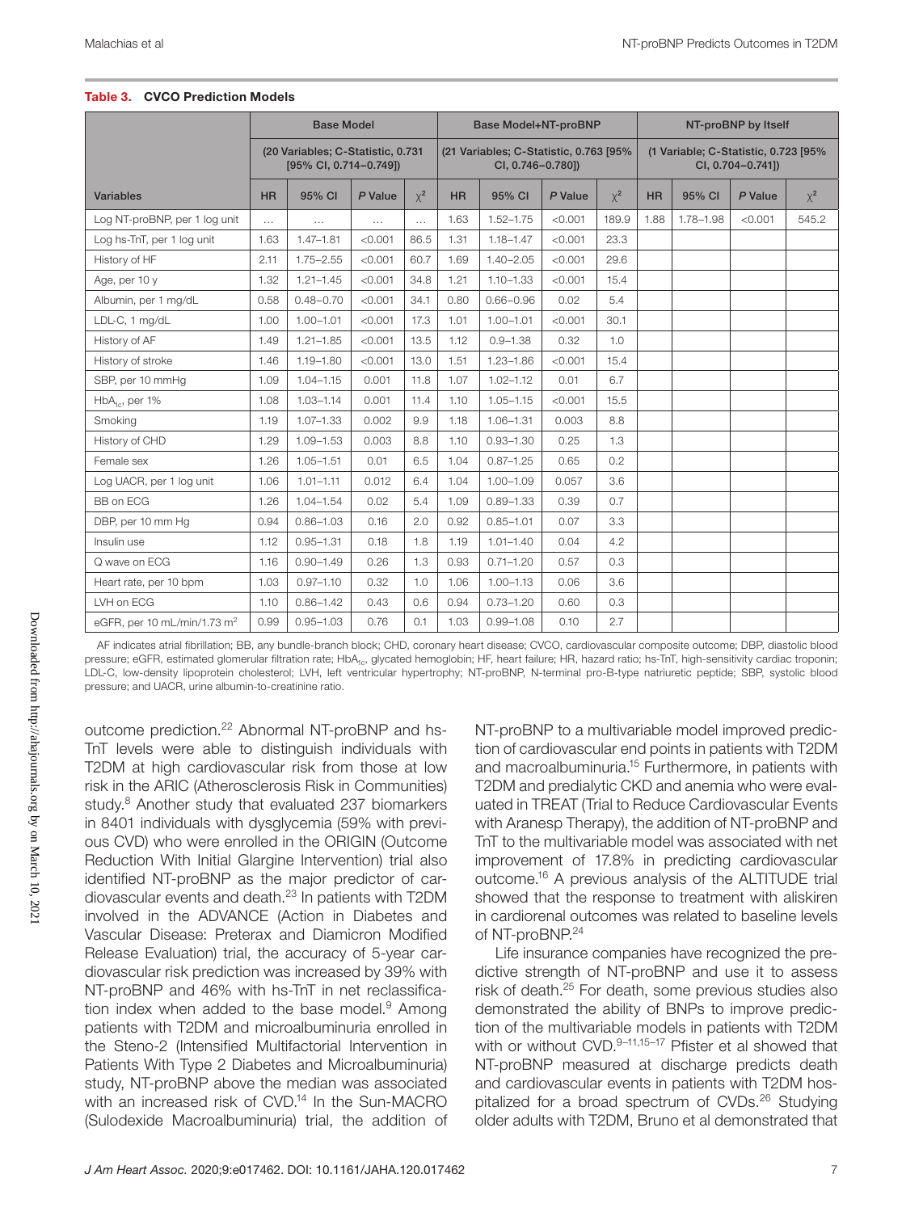**Table 3. CVCO Prediction Models**

| Variables | Base Model (20 Variables; C-Statistic, 0.731 [95% CI, 0.714–0.749]) | | | | Base Model+NT-proBNP (21 Variables; C-Statistic, 0.763 [95% CI, 0.746–0.780]) | | | | NT-proBNP by Itself (1 Variable; C-Statistic, 0.723 [95% CI, 0.704–0.741]) | | | |
|---|---|---|---|---|---|---|---|---|---|---|---|---|
| | HR | 95% CI | *P* Value | $\chi^2$ | HR | 95% CI | *P* Value | $\chi^2$ | HR | 95% CI | *P* Value | $\chi^2$ |
| Log NT-proBNP, per 1 log unit | … | … | … | … | 1.63 | 1.52–1.75 | <0.001 | 189.9 | 1.88 | 1.78–1.98 | <0.001 | 545.2 |
| Log hs-TnT, per 1 log unit | 1.63 | 1.47–1.81 | <0.001 | 86.5 | 1.31 | 1.18–1.47 | <0.001 | 23.3 | | | | |
| History of HF | 2.11 | 1.75–2.55 | <0.001 | 60.7 | 1.69 | 1.40–2.05 | <0.001 | 29.6 | | | | |
| Age, per 10 y | 1.32 | 1.21–1.45 | <0.001 | 34.8 | 1.21 | 1.10–1.33 | <0.001 | 15.4 | | | | |
| Albumin, per 1 mg/dL | 0.58 | 0.48–0.70 | <0.001 | 34.1 | 0.80 | 0.66–0.96 | 0.02 | 5.4 | | | | |
| LDL-C, 1 mg/dL | 1.00 | 1.00–1.01 | <0.001 | 17.3 | 1.01 | 1.00–1.01 | <0.001 | 30.1 | | | | |
| History of AF | 1.49 | 1.21–1.85 | <0.001 | 13.5 | 1.12 | 0.9–1.38 | 0.32 | 1.0 | | | | |
| History of stroke | 1.46 | 1.19–1.80 | <0.001 | 13.0 | 1.51 | 1.23–1.86 | <0.001 | 15.4 | | | | |
| SBP, per 10 mmHg | 1.09 | 1.04–1.15 | 0.001 | 11.8 | 1.07 | 1.02–1.12 | 0.01 | 6.7 | | | | |
| $HbA_{1c}$, per 1% | 1.08 | 1.03–1.14 | 0.001 | 11.4 | 1.10 | 1.05–1.15 | <0.001 | 15.5 | | | | |
| Smoking | 1.19 | 1.07–1.33 | 0.002 | 9.9 | 1.18 | 1.06–1.31 | 0.003 | 8.8 | | | | |
| History of CHD | 1.29 | 1.09–1.53 | 0.003 | 8.8 | 1.10 | 0.93–1.30 | 0.25 | 1.3 | | | | |
| Female sex | 1.26 | 1.05–1.51 | 0.01 | 6.5 | 1.04 | 0.87–1.25 | 0.65 | 0.2 | | | | |
| Log UACR, per 1 log unit | 1.06 | 1.01–1.11 | 0.012 | 6.4 | 1.04 | 1.00–1.09 | 0.057 | 3.6 | | | | |
| BB on ECG | 1.26 | 1.04–1.54 | 0.02 | 5.4 | 1.09 | 0.89–1.33 | 0.39 | 0.7 | | | | |
| DBP, per 10 mm Hg | 0.94 | 0.86–1.03 | 0.16 | 2.0 | 0.92 | 0.85–1.01 | 0.07 | 3.3 | | | | |
| Insulin use | 1.12 | 0.95–1.31 | 0.18 | 1.8 | 1.19 | 1.01–1.40 | 0.04 | 4.2 | | | | |
| Q wave on ECG | 1.16 | 0.90–1.49 | 0.26 | 1.3 | 0.93 | 0.71–1.20 | 0.57 | 0.3 | | | | |
| Heart rate, per 10 bpm | 1.03 | 0.97–1.10 | 0.32 | 1.0 | 1.06 | 1.00–1.13 | 0.06 | 3.6 | | | | |
| LVH on ECG | 1.10 | 0.86–1.42 | 0.43 | 0.6 | 0.94 | 0.73–1.20 | 0.60 | 0.3 | | | | |
| eGFR, per 10 mL/min/1.73 $m^2$ | 0.99 | 0.95–1.03 | 0.76 | 0.1 | 1.03 | 0.99–1.08 | 0.10 | 2.7 | | | | |

AF indicates atrial fibrillation; BB, any bundle-branch block; CHD, coronary heart disease; CVCO, cardiovascular composite outcome; DBP, diastolic blood pressure; eGFR, estimated glomerular filtration rate; $HbA_{1c}$, glycated hemoglobin; HF, heart failure; HR, hazard ratio; hs-TnT, high-sensitivity cardiac troponin; LDL-C, low-density lipoprotein cholesterol; LVH, left ventricular hypertrophy; NT-proBNP, N-terminal pro-B-type natriuretic peptide; SBP, systolic blood pressure; and UACR, urine albumin-to-creatinine ratio.

outcome prediction.[22] Abnormal NT-proBNP and hs-TnT levels were able to distinguish individuals with T2DM at high cardiovascular risk from those at low risk in the ARIC (Atherosclerosis Risk in Communities) study.[8] Another study that evaluated 237 biomarkers in 8401 individuals with dysglycemia (59% with previous CVD) who were enrolled in the ORIGIN (Outcome Reduction With Initial Glargine Intervention) trial also identified NT-proBNP as the major predictor of cardiovascular events and death.[23] In patients with T2DM involved in the ADVANCE (Action in Diabetes and Vascular Disease: Preterax and Diamicron Modified Release Evaluation) trial, the accuracy of 5-year cardiovascular risk prediction was increased by 39% with NT-proBNP and 46% with hs-TnT in net reclassification index when added to the base model.[9] Among patients with T2DM and microalbuminuria enrolled in the Steno-2 (Intensified Multifactorial Intervention in Patients With Type 2 Diabetes and Microalbuminuria) study, NT-proBNP above the median was associated with an increased risk of CVD.[14] In the Sun-MACRO (Sulodexide Macroalbuminuria) trial, the addition of NT-proBNP to a multivariable model improved prediction of cardiovascular end points in patients with T2DM and macroalbuminuria.[15] Furthermore, in patients with T2DM and predialytic CKD and anemia who were evaluated in TREAT (Trial to Reduce Cardiovascular Events with Aranesp Therapy), the addition of NT-proBNP and TnT to the multivariable model was associated with net improvement of 17.8% in predicting cardiovascular outcome.[16] A previous analysis of the ALTITUDE trial showed that the response to treatment with aliskiren in cardiorenal outcomes was related to baseline levels of NT-proBNP.[24]

Life insurance companies have recognized the predictive strength of NT-proBNP and use it to assess risk of death.[25] For death, some previous studies also demonstrated the ability of BNPs to improve prediction of the multivariable models in patients with T2DM with or without CVD.[9–11,15–17] Pfister et al showed that NT-proBNP measured at discharge predicts death and cardiovascular events in patients with T2DM hospitalized for a broad spectrum of CVDs.[26] Studying older adults with T2DM, Bruno et al demonstrated that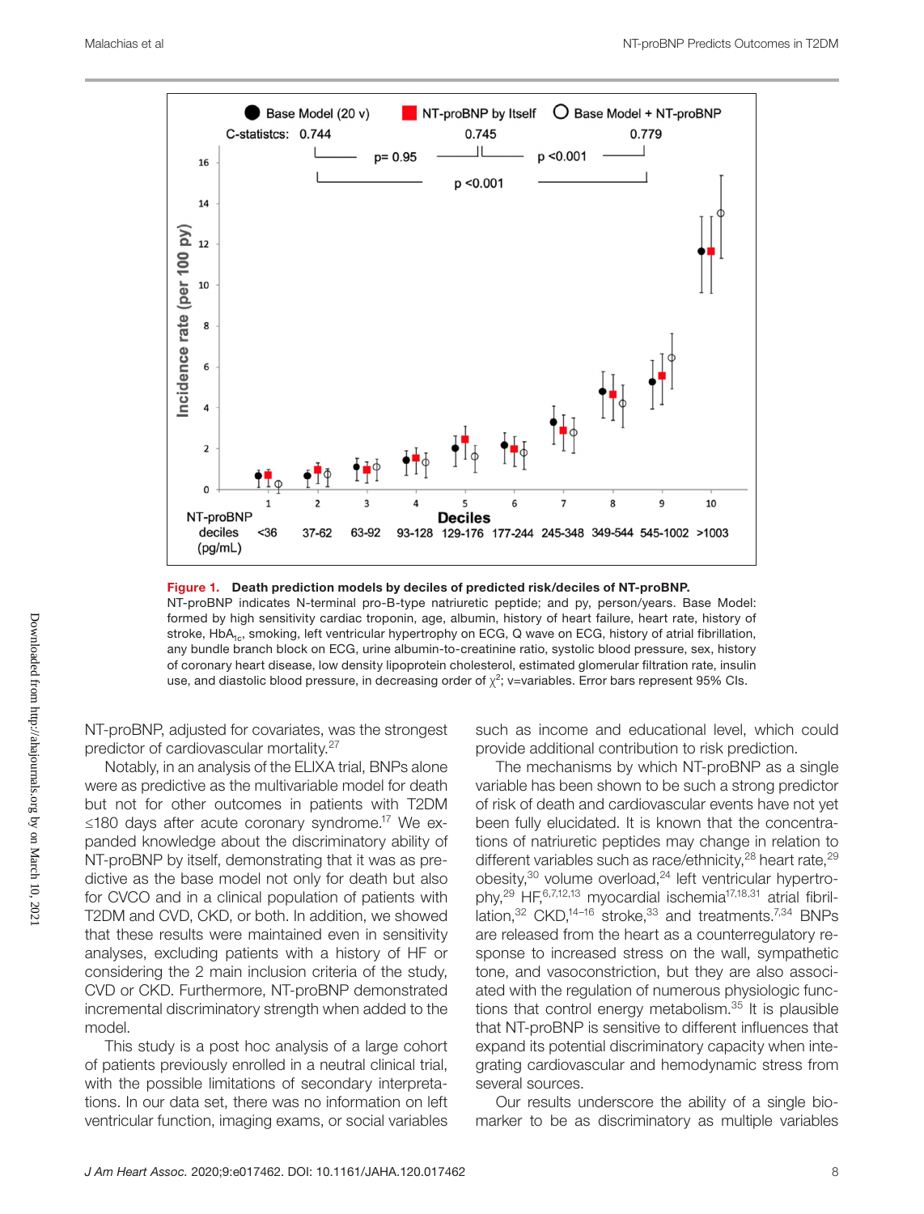**Figure 1. Death prediction models by deciles of predicted risk/deciles of NT-proBNP.**
NT-proBNP indicates N-terminal pro-B-type natriuretic peptide; and py, person/years. Base Model: formed by high sensitivity cardiac troponin, age, albumin, history of heart failure, heart rate, history of stroke, $HbA_{1c}$, smoking, left ventricular hypertrophy on ECG, Q wave on ECG, history of atrial fibrillation, any bundle branch block on ECG, urine albumin-to-creatinine ratio, systolic blood pressure, sex, history of coronary heart disease, low density lipoprotein cholesterol, estimated glomerular filtration rate, insulin use, and diastolic blood pressure, in decreasing order of $\chi^2$; v=variables. Error bars represent 95% CIs.

NT-proBNP, adjusted for covariates, was the strongest predictor of cardiovascular mortality.[27]

Notably, in an analysis of the ELIXA trial, BNPs alone were as predictive as the multivariable model for death but not for other outcomes in patients with T2DM ≤180 days after acute coronary syndrome.[17] We expanded knowledge about the discriminatory ability of NT-proBNP by itself, demonstrating that it was as predictive as the base model not only for death but also for CVCO and in a clinical population of patients with T2DM and CVD, CKD, or both. In addition, we showed that these results were maintained even in sensitivity analyses, excluding patients with a history of HF or considering the 2 main inclusion criteria of the study, CVD or CKD. Furthermore, NT-proBNP demonstrated incremental discriminatory strength when added to the model.

This study is a post hoc analysis of a large cohort of patients previously enrolled in a neutral clinical trial, with the possible limitations of secondary interpretations. In our data set, there was no information on left ventricular function, imaging exams, or social variables such as income and educational level, which could provide additional contribution to risk prediction.

The mechanisms by which NT-proBNP as a single variable has been shown to be such a strong predictor of risk of death and cardiovascular events have not yet been fully elucidated. It is known that the concentrations of natriuretic peptides may change in relation to different variables such as race/ethnicity,[28] heart rate,[29] obesity,[30] volume overload,[24] left ventricular hypertrophy,[29] HF,[6,7,12,13] myocardial ischemia[17,18,31] atrial fibrillation,[32] CKD,[14–16] stroke,[33] and treatments.[7,34] BNPs are released from the heart as a counterregulatory response to increased stress on the wall, sympathetic tone, and vasoconstriction, but they are also associated with the regulation of numerous physiologic functions that control energy metabolism.[35] It is plausible that NT-proBNP is sensitive to different influences that expand its potential discriminatory capacity when integrating cardiovascular and hemodynamic stress from several sources.

Our results underscore the ability of a single biomarker to be as discriminatory as multiple variables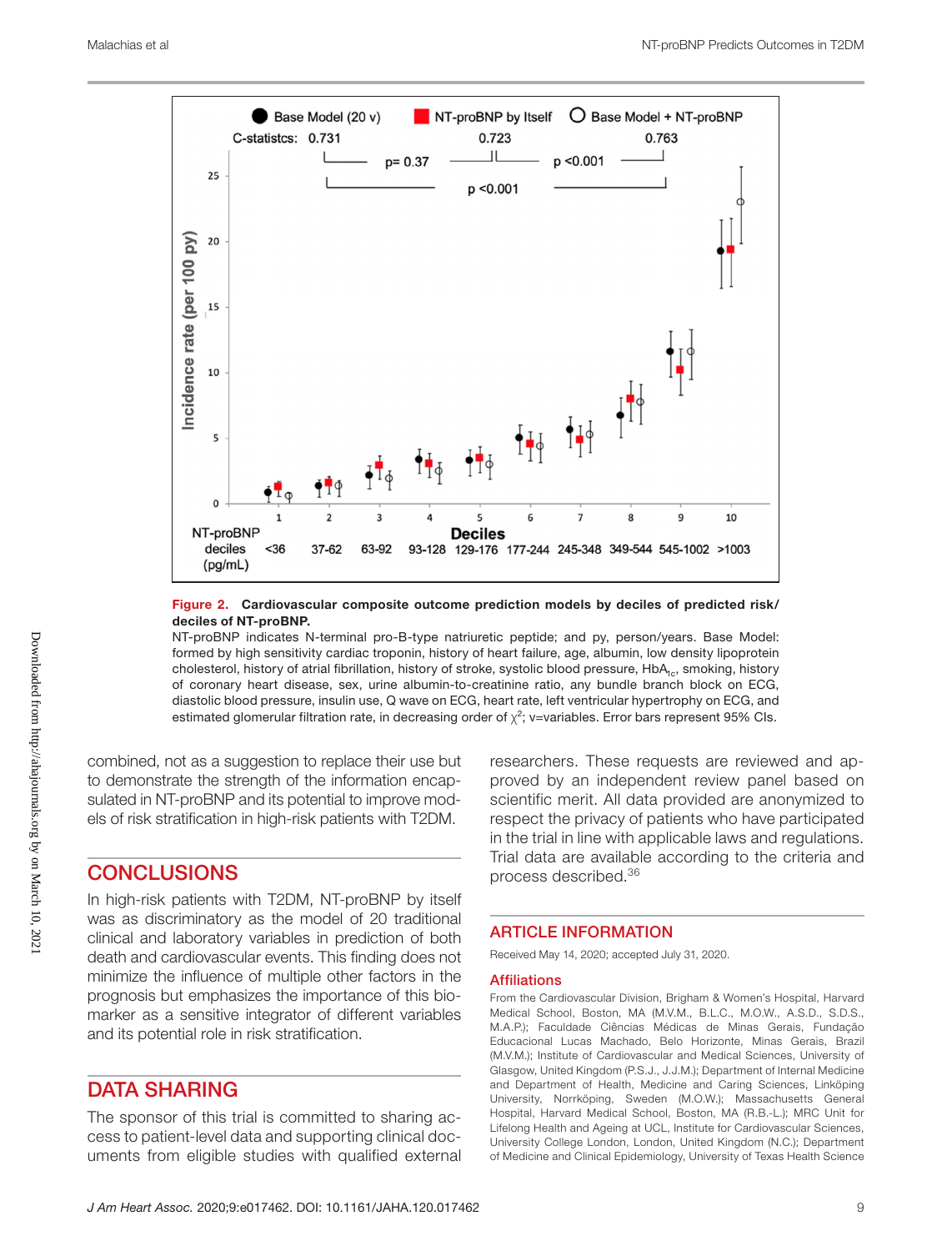**Figure 2. Cardiovascular composite outcome prediction models by deciles of predicted risk/ deciles of NT-proBNP.**

NT-proBNP indicates N-terminal pro-B-type natriuretic peptide; and py, person/years. Base Model: formed by high sensitivity cardiac troponin, history of heart failure, age, albumin, low density lipoprotein cholesterol, history of atrial fibrillation, history of stroke, systolic blood pressure, $HbA_{1c}$, smoking, history of coronary heart disease, sex, urine albumin-to-creatinine ratio, any bundle branch block on ECG, diastolic blood pressure, insulin use, Q wave on ECG, heart rate, left ventricular hypertrophy on ECG, and estimated glomerular filtration rate, in decreasing order of $\chi^2$; v=variables. Error bars represent 95% CIs.

combined, not as a suggestion to replace their use but to demonstrate the strength of the information encapsulated in NT-proBNP and its potential to improve models of risk stratification in high-risk patients with T2DM.

## CONCLUSIONS

In high-risk patients with T2DM, NT-proBNP by itself was as discriminatory as the model of 20 traditional clinical and laboratory variables in prediction of both death and cardiovascular events. This finding does not minimize the influence of multiple other factors in the prognosis but emphasizes the importance of this biomarker as a sensitive integrator of different variables and its potential role in risk stratification.

## DATA SHARING

The sponsor of this trial is committed to sharing access to patient-level data and supporting clinical documents from eligible studies with qualified external researchers. These requests are reviewed and approved by an independent review panel based on scientific merit. All data provided are anonymized to respect the privacy of patients who have participated in the trial in line with applicable laws and regulations. Trial data are available according to the criteria and process described.[36]

## ARTICLE INFORMATION

Received May 14, 2020; accepted July 31, 2020.

### Affiliations

From the Cardiovascular Division, Brigham & Women's Hospital, Harvard Medical School, Boston, MA (M.V.M., B.L.C., M.O.W., A.S.D., S.D.S., M.A.P.); Faculdade Ciências Médicas de Minas Gerais, Fundação Educacional Lucas Machado, Belo Horizonte, Minas Gerais, Brazil (M.V.M.); Institute of Cardiovascular and Medical Sciences, University of Glasgow, United Kingdom (P.S.J., J.J.M.); Department of Internal Medicine and Department of Health, Medicine and Caring Sciences, Linköping University, Norrköping, Sweden (M.O.W.); Massachusetts General Hospital, Harvard Medical School, Boston, MA (R.B.-L.); MRC Unit for Lifelong Health and Ageing at UCL, Institute for Cardiovascular Sciences, University College London, London, United Kingdom (N.C.); Department of Medicine and Clinical Epidemiology, University of Texas Health Science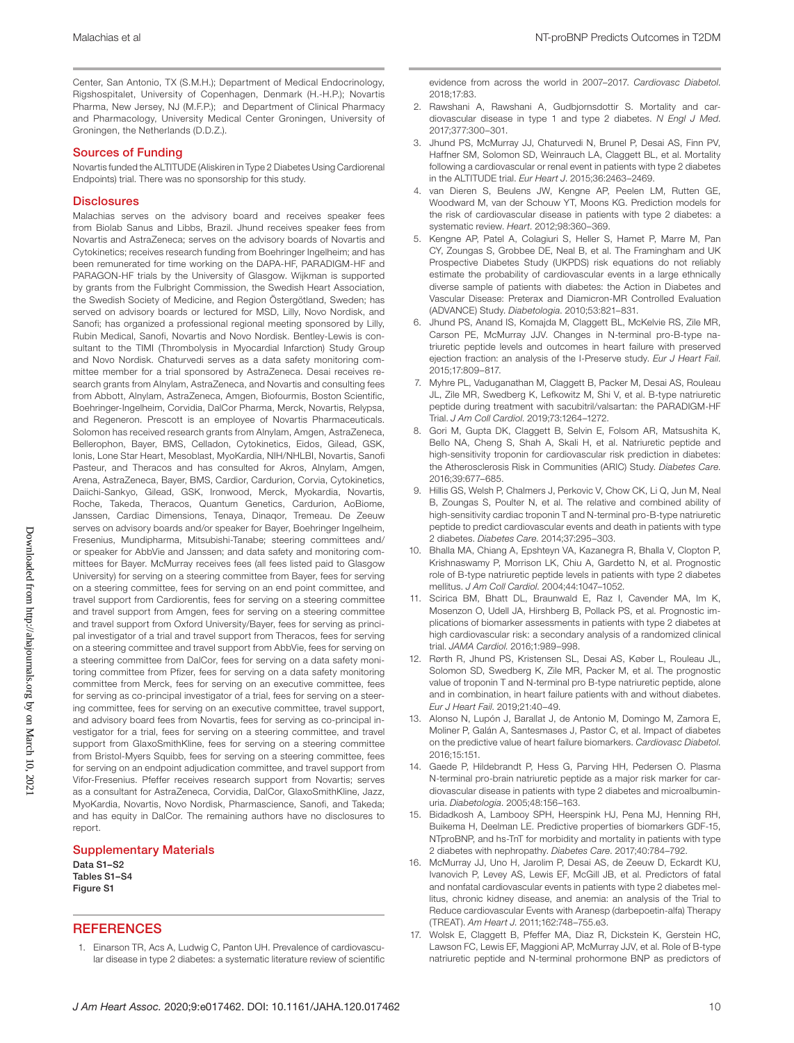Center, San Antonio, TX (S.M.H.); Department of Medical Endocrinology, Rigshospitalet, University of Copenhagen, Denmark (H.-H.P.); Novartis Pharma, New Jersey, NJ (M.F.P.); and Department of Clinical Pharmacy and Pharmacology, University Medical Center Groningen, University of Groningen, the Netherlands (D.D.Z.).

## Sources of Funding

Novartis funded the ALTITUDE (Aliskiren in Type 2 Diabetes Using Cardiorenal Endpoints) trial. There was no sponsorship for this study.

## Disclosures

Malachias serves on the advisory board and receives speaker fees from Biolab Sanus and Libbs, Brazil. Jhund receives speaker fees from Novartis and AstraZeneca; serves on the advisory boards of Novartis and Cytokinetics; receives research funding from Boehringer Ingelheim; and has been remunerated for time working on the DAPA-HF, PARADIGM-HF and PARAGON-HF trials by the University of Glasgow. Wijkman is supported by grants from the Fulbright Commission, the Swedish Heart Association, the Swedish Society of Medicine, and Region Östergötland, Sweden; has served on advisory boards or lectured for MSD, Lilly, Novo Nordisk, and Sanofi; has organized a professional regional meeting sponsored by Lilly, Rubin Medical, Sanofi, Novartis and Novo Nordisk. Bentley-Lewis is consultant to the TIMI (Thrombolysis in Myocardial Infarction) Study Group and Novo Nordisk. Chaturvedi serves as a data safety monitoring committee member for a trial sponsored by AstraZeneca. Desai receives research grants from Alnylam, AstraZeneca, and Novartis and consulting fees from Abbott, Alnylam, AstraZeneca, Amgen, Biofourmis, Boston Scientific, Boehringer-Ingelheim, Corvidia, DalCor Pharma, Merck, Novartis, Relypsa, and Regeneron. Prescott is an employee of Novartis Pharmaceuticals. Solomon has received research grants from Alnylam, Amgen, AstraZeneca, Bellerophon, Bayer, BMS, Celladon, Cytokinetics, Eidos, Gilead, GSK, Ionis, Lone Star Heart, Mesoblast, MyoKardia, NIH/NHLBI, Novartis, Sanofi Pasteur, and Theracos and has consulted for Akros, Alnylam, Amgen, Arena, AstraZeneca, Bayer, BMS, Cardior, Cardurion, Corvia, Cytokinetics, Daiichi-Sankyo, Gilead, GSK, Ironwood, Merck, Myokardia, Novartis, Roche, Takeda, Theracos, Quantum Genetics, Cardurion, AoBiome, Janssen, Cardiac Dimensions, Tenaya, Dinaqor, Tremeau. De Zeeuw serves on advisory boards and/or speaker for Bayer, Boehringer Ingelheim, Fresenius, Mundipharma, Mitsubishi-Tanabe; steering committees and/or speaker for AbbVie and Janssen; and data safety and monitoring committees for Bayer. McMurray receives fees (all fees listed paid to Glasgow University) for serving on a steering committee from Bayer, fees for serving on a steering committee, fees for serving on an end point committee, and travel support from Cardiorentis, fees for serving on a steering committee and travel support from Amgen, fees for serving on a steering committee and travel support from Oxford University/Bayer, fees for serving as principal investigator of a trial and travel support from Theracos, fees for serving on a steering committee and travel support from AbbVie, fees for serving on a steering committee from DalCor, fees for serving on a data safety monitoring committee from Pfizer, fees for serving on a data safety monitoring committee from Merck, fees for serving on an executive committee, fees for serving as co-principal investigator of a trial, fees for serving on a steering committee, fees for serving on an executive committee, travel support, and advisory board fees from Novartis, fees for serving as co-principal investigator for a trial, fees for serving on a steering committee, and travel support from GlaxoSmithKline, fees for serving on a steering committee from Bristol-Myers Squibb, fees for serving on a steering committee, fees for serving on an endpoint adjudication committee, and travel support from Vifor-Fresenius. Pfeffer receives research support from Novartis; serves as a consultant for AstraZeneca, Corvidia, DalCor, GlaxoSmithKline, Jazz, MyoKardia, Novartis, Novo Nordisk, Pharmascience, Sanofi, and Takeda; and has equity in DalCor. The remaining authors have no disclosures to report.

## Supplementary Materials

**Data S1–S2**
**Tables S1–S4**
**Figure S1**

## REFERENCES

1. Einarson TR, Acs A, Ludwig C, Panton UH. Prevalence of cardiovascular disease in type 2 diabetes: a systematic literature review of scientific evidence from across the world in 2007–2017. *Cardiovasc Diabetol*. 2018;17:83.
2. Rawshani A, Rawshani A, Gudbjornsdottir S. Mortality and cardiovascular disease in type 1 and type 2 diabetes. *N Engl J Med*. 2017;377:300–301.
3. Jhund PS, McMurray JJ, Chaturvedi N, Brunel P, Desai AS, Finn PV, Haffner SM, Solomon SD, Weinrauch LA, Claggett BL, et al. Mortality following a cardiovascular or renal event in patients with type 2 diabetes in the ALTITUDE trial. *Eur Heart J*. 2015;36:2463–2469.
4. van Dieren S, Beulens JW, Kengne AP, Peelen LM, Rutten GE, Woodward M, van der Schouw YT, Moons KG. Prediction models for the risk of cardiovascular disease in patients with type 2 diabetes: a systematic review. *Heart*. 2012;98:360–369.
5. Kengne AP, Patel A, Colagiuri S, Heller S, Hamet P, Marre M, Pan CY, Zoungas S, Grobbee DE, Neal B, et al. The Framingham and UK Prospective Diabetes Study (UKPDS) risk equations do not reliably estimate the probability of cardiovascular events in a large ethnically diverse sample of patients with diabetes: the Action in Diabetes and Vascular Disease: Preterax and Diamicron-MR Controlled Evaluation (ADVANCE) Study. *Diabetologia*. 2010;53:821–831.
6. Jhund PS, Anand IS, Komajda M, Claggett BL, McKelvie RS, Zile MR, Carson PE, McMurray JJV. Changes in N-terminal pro-B-type natriuretic peptide levels and outcomes in heart failure with preserved ejection fraction: an analysis of the I-Preserve study. *Eur J Heart Fail*. 2015;17:809–817.
7. Myhre PL, Vaduganathan M, Claggett B, Packer M, Desai AS, Rouleau JL, Zile MR, Swedberg K, Lefkowitz M, Shi V, et al. B-type natriuretic peptide during treatment with sacubitril/valsartan: the PARADIGM-HF Trial. *J Am Coll Cardiol*. 2019;73:1264–1272.
8. Gori M, Gupta DK, Claggett B, Selvin E, Folsom AR, Matsushita K, Bello NA, Cheng S, Shah A, Skali H, et al. Natriuretic peptide and high-sensitivity troponin for cardiovascular risk prediction in diabetes: the Atherosclerosis Risk in Communities (ARIC) Study. *Diabetes Care*. 2016;39:677–685.
9. Hillis GS, Welsh P, Chalmers J, Perkovic V, Chow CK, Li Q, Jun M, Neal B, Zoungas S, Poulter N, et al. The relative and combined ability of high-sensitivity cardiac troponin T and N-terminal pro-B-type natriuretic peptide to predict cardiovascular events and death in patients with type 2 diabetes. *Diabetes Care*. 2014;37:295–303.
10. Bhalla MA, Chiang A, Epshteyn VA, Kazanegra R, Bhalla V, Clopton P, Krishnaswamy P, Morrison LK, Chiu A, Gardetto N, et al. Prognostic role of B-type natriuretic peptide levels in patients with type 2 diabetes mellitus. *J Am Coll Cardiol*. 2004;44:1047–1052.
11. Scirica BM, Bhatt DL, Braunwald E, Raz I, Cavender MA, Im K, Mosenzon O, Udell JA, Hirshberg B, Pollack PS, et al. Prognostic implications of biomarker assessments in patients with type 2 diabetes at high cardiovascular risk: a secondary analysis of a randomized clinical trial. *JAMA Cardiol*. 2016;1:989–998.
12. Rørth R, Jhund PS, Kristensen SL, Desai AS, Køber L, Rouleau JL, Solomon SD, Swedberg K, Zile MR, Packer M, et al. The prognostic value of troponin T and N-terminal pro B-type natriuretic peptide, alone and in combination, in heart failure patients with and without diabetes. *Eur J Heart Fail*. 2019;21:40–49.
13. Alonso N, Lupón J, Barallat J, de Antonio M, Domingo M, Zamora E, Moliner P, Galán A, Santesmases J, Pastor C, et al. Impact of diabetes on the predictive value of heart failure biomarkers. *Cardiovasc Diabetol*. 2016;15:151.
14. Gaede P, Hildebrandt P, Hess G, Parving HH, Pedersen O. Plasma N-terminal pro-brain natriuretic peptide as a major risk marker for cardiovascular disease in patients with type 2 diabetes and microalbuminuria. *Diabetologia*. 2005;48:156–163.
15. Bidadkosh A, Lambooy SPH, Heerspink HJ, Pena MJ, Henning RH, Buikema H, Deelman LE. Predictive properties of biomarkers GDF-15, NTproBNP, and hs-TnT for morbidity and mortality in patients with type 2 diabetes with nephropathy. *Diabetes Care*. 2017;40:784–792.
16. McMurray JJ, Uno H, Jarolim P, Desai AS, de Zeeuw D, Eckardt KU, Ivanovich P, Levey AS, Lewis EF, McGill JB, et al. Predictors of fatal and nonfatal cardiovascular events in patients with type 2 diabetes mellitus, chronic kidney disease, and anemia: an analysis of the Trial to Reduce cardiovascular Events with Aranesp (darbepoetin-alfa) Therapy (TREAT). *Am Heart J*. 2011;162:748–755.e3.
17. Wolsk E, Claggett B, Pfeffer MA, Diaz R, Dickstein K, Gerstein HC, Lawson FC, Lewis EF, Maggioni AP, McMurray JJV, et al. Role of B-type natriuretic peptide and N-terminal prohormone BNP as predictors of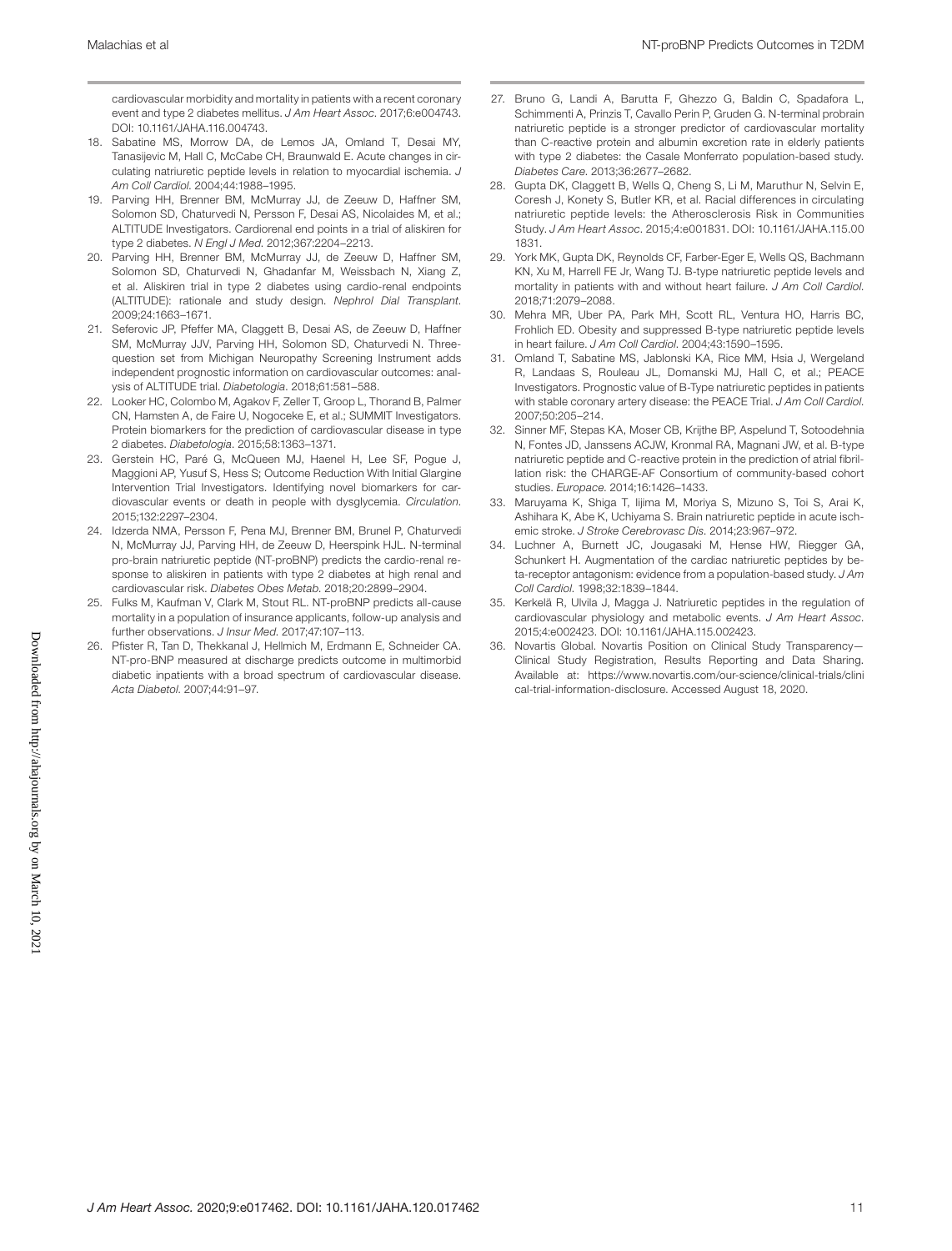cardiovascular morbidity and mortality in patients with a recent coronary event and type 2 diabetes mellitus. *J Am Heart Assoc*. 2017;6:e004743. DOI: 10.1161/JAHA.116.004743.

18. Sabatine MS, Morrow DA, de Lemos JA, Omland T, Desai MY, Tanasijevic M, Hall C, McCabe CH, Braunwald E. Acute changes in circulating natriuretic peptide levels in relation to myocardial ischemia. *J Am Coll Cardiol*. 2004;44:1988–1995.
19. Parving HH, Brenner BM, McMurray JJ, de Zeeuw D, Haffner SM, Solomon SD, Chaturvedi N, Persson F, Desai AS, Nicolaides M, et al.; ALTITUDE Investigators. Cardiorenal end points in a trial of aliskiren for type 2 diabetes. *N Engl J Med*. 2012;367:2204–2213.
20. Parving HH, Brenner BM, McMurray JJ, de Zeeuw D, Haffner SM, Solomon SD, Chaturvedi N, Ghadanfar M, Weissbach N, Xiang Z, et al. Aliskiren trial in type 2 diabetes using cardio-renal endpoints (ALTITUDE): rationale and study design. *Nephrol Dial Transplant*. 2009;24:1663–1671.
21. Seferovic JP, Pfeffer MA, Claggett B, Desai AS, de Zeeuw D, Haffner SM, McMurray JJV, Parving HH, Solomon SD, Chaturvedi N. Three-question set from Michigan Neuropathy Screening Instrument adds independent prognostic information on cardiovascular outcomes: analysis of ALTITUDE trial. *Diabetologia*. 2018;61:581–588.
22. Looker HC, Colombo M, Agakov F, Zeller T, Groop L, Thorand B, Palmer CN, Hamsten A, de Faire U, Nogoceke E, et al.; SUMMIT Investigators. Protein biomarkers for the prediction of cardiovascular disease in type 2 diabetes. *Diabetologia*. 2015;58:1363–1371.
23. Gerstein HC, Paré G, McQueen MJ, Haenel H, Lee SF, Pogue J, Maggioni AP, Yusuf S, Hess S; Outcome Reduction With Initial Glargine Intervention Trial Investigators. Identifying novel biomarkers for cardiovascular events or death in people with dysglycemia. *Circulation*. 2015;132:2297–2304.
24. Idzerda NMA, Persson F, Pena MJ, Brenner BM, Brunel P, Chaturvedi N, McMurray JJ, Parving HH, de Zeeuw D, Heerspink HJL. N-terminal pro-brain natriuretic peptide (NT-proBNP) predicts the cardio-renal response to aliskiren in patients with type 2 diabetes at high renal and cardiovascular risk. *Diabetes Obes Metab*. 2018;20:2899–2904.
25. Fulks M, Kaufman V, Clark M, Stout RL. NT-proBNP predicts all-cause mortality in a population of insurance applicants, follow-up analysis and further observations. *J Insur Med*. 2017;47:107–113.
26. Pfister R, Tan D, Thekkanal J, Hellmich M, Erdmann E, Schneider CA. NT-pro-BNP measured at discharge predicts outcome in multimorbid diabetic inpatients with a broad spectrum of cardiovascular disease. *Acta Diabetol*. 2007;44:91–97.
27. Bruno G, Landi A, Barutta F, Ghezzo G, Baldin C, Spadafora L, Schimmenti A, Prinzis T, Cavallo Perin P, Gruden G. N-terminal probrain natriuretic peptide is a stronger predictor of cardiovascular mortality than C-reactive protein and albumin excretion rate in elderly patients with type 2 diabetes: the Casale Monferrato population-based study. *Diabetes Care*. 2013;36:2677–2682.
28. Gupta DK, Claggett B, Wells Q, Cheng S, Li M, Maruthur N, Selvin E, Coresh J, Konety S, Butler KR, et al. Racial differences in circulating natriuretic peptide levels: the Atherosclerosis Risk in Communities Study. *J Am Heart Assoc*. 2015;4:e001831. DOI: 10.1161/JAHA.115.001831.
29. York MK, Gupta DK, Reynolds CF, Farber-Eger E, Wells QS, Bachmann KN, Xu M, Harrell FE Jr, Wang TJ. B-type natriuretic peptide levels and mortality in patients with and without heart failure. *J Am Coll Cardiol*. 2018;71:2079–2088.
30. Mehra MR, Uber PA, Park MH, Scott RL, Ventura HO, Harris BC, Frohlich ED. Obesity and suppressed B-type natriuretic peptide levels in heart failure. *J Am Coll Cardiol*. 2004;43:1590–1595.
31. Omland T, Sabatine MS, Jablonski KA, Rice MM, Hsia J, Wergeland R, Landaas S, Rouleau JL, Domanski MJ, Hall C, et al.; PEACE Investigators. Prognostic value of B-Type natriuretic peptides in patients with stable coronary artery disease: the PEACE Trial. *J Am Coll Cardiol*. 2007;50:205–214.
32. Sinner MF, Stepas KA, Moser CB, Krijthe BP, Aspelund T, Sotoodehnia N, Fontes JD, Janssens ACJW, Kronmal RA, Magnani JW, et al. B-type natriuretic peptide and C-reactive protein in the prediction of atrial fibrillation risk: the CHARGE-AF Consortium of community-based cohort studies. *Europace*. 2014;16:1426–1433.
33. Maruyama K, Shiga T, Iijima M, Moriya S, Mizuno S, Toi S, Arai K, Ashihara K, Abe K, Uchiyama S. Brain natriuretic peptide in acute ischemic stroke. *J Stroke Cerebrovasc Dis*. 2014;23:967–972.
34. Luchner A, Burnett JC, Jougasaki M, Hense HW, Riegger GA, Schunkert H. Augmentation of the cardiac natriuretic peptides by beta-receptor antagonism: evidence from a population-based study. *J Am Coll Cardiol*. 1998;32:1839–1844.
35. Kerkelä R, Ulvila J, Magga J. Natriuretic peptides in the regulation of cardiovascular physiology and metabolic events. *J Am Heart Assoc*. 2015;4:e002423. DOI: 10.1161/JAHA.115.002423.
36. Novartis Global. Novartis Position on Clinical Study Transparency—Clinical Study Registration, Results Reporting and Data Sharing. Available at: https://www.novartis.com/our-science/clinical-trials/clinical-trial-information-disclosure. Accessed August 18, 2020.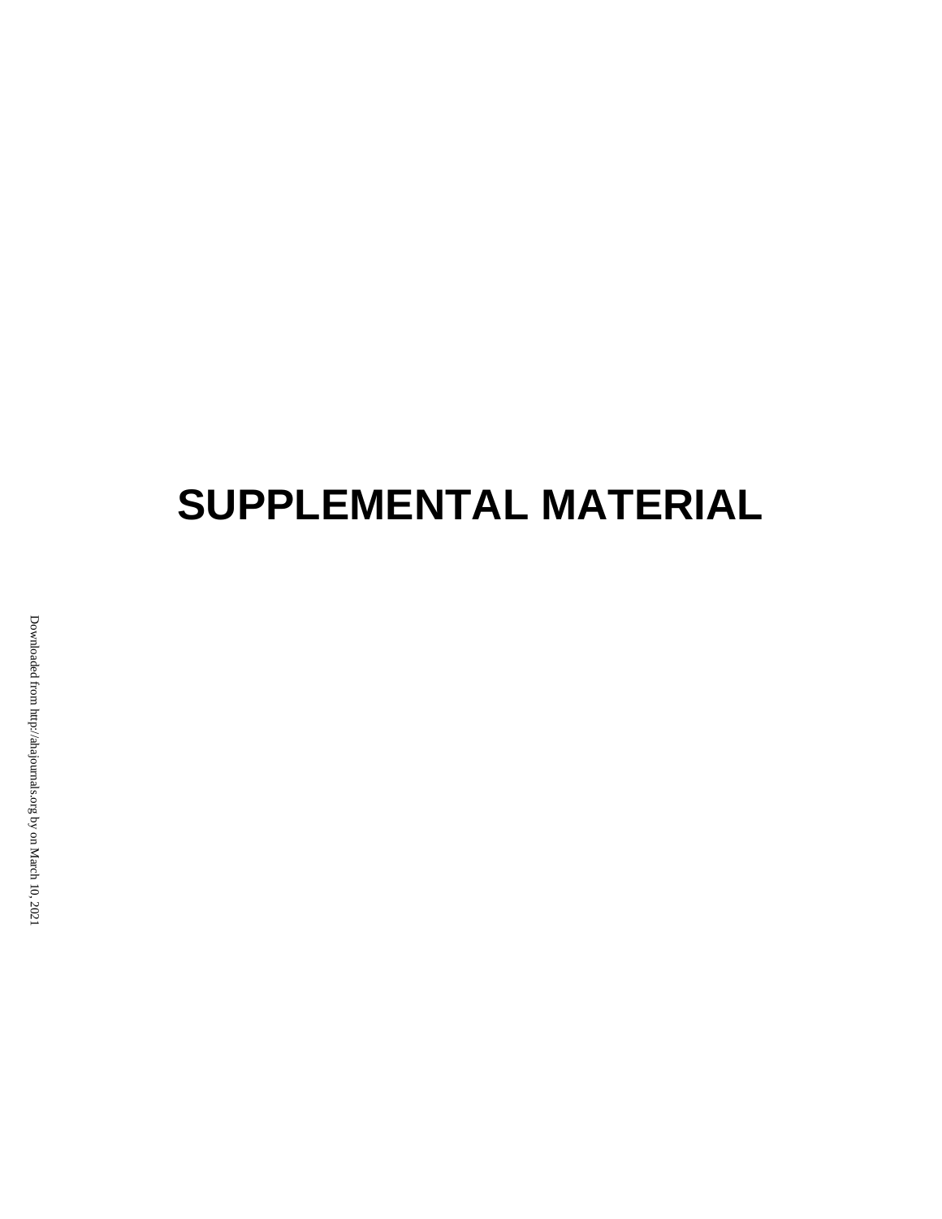# SUPPLEMENTAL MATERIAL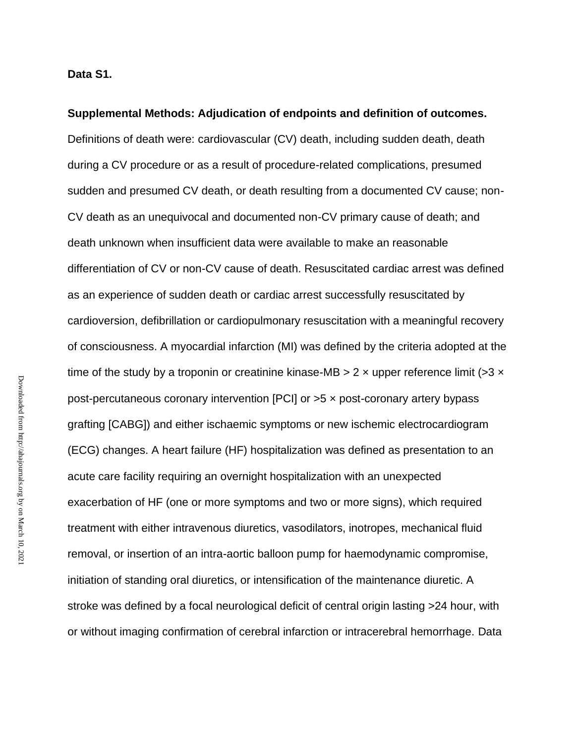**Data S1.**

**Supplemental Methods: Adjudication of endpoints and definition of outcomes.**

Definitions of death were: cardiovascular (CV) death, including sudden death, death during a CV procedure or as a result of procedure-related complications, presumed sudden and presumed CV death, or death resulting from a documented CV cause; non-CV death as an unequivocal and documented non-CV primary cause of death; and death unknown when insufficient data were available to make an reasonable differentiation of CV or non-CV cause of death. Resuscitated cardiac arrest was defined as an experience of sudden death or cardiac arrest successfully resuscitated by cardioversion, defibrillation or cardiopulmonary resuscitation with a meaningful recovery of consciousness. A myocardial infarction (MI) was defined by the criteria adopted at the time of the study by a troponin or creatinine kinase-MB > 2 × upper reference limit (>3 × post-percutaneous coronary intervention [PCI] or >5 × post-coronary artery bypass grafting [CABG]) and either ischaemic symptoms or new ischemic electrocardiogram (ECG) changes. A heart failure (HF) hospitalization was defined as presentation to an acute care facility requiring an overnight hospitalization with an unexpected exacerbation of HF (one or more symptoms and two or more signs), which required treatment with either intravenous diuretics, vasodilators, inotropes, mechanical fluid removal, or insertion of an intra-aortic balloon pump for haemodynamic compromise, initiation of standing oral diuretics, or intensification of the maintenance diuretic. A stroke was defined by a focal neurological deficit of central origin lasting >24 hour, with or without imaging confirmation of cerebral infarction or intracerebral hemorrhage. Data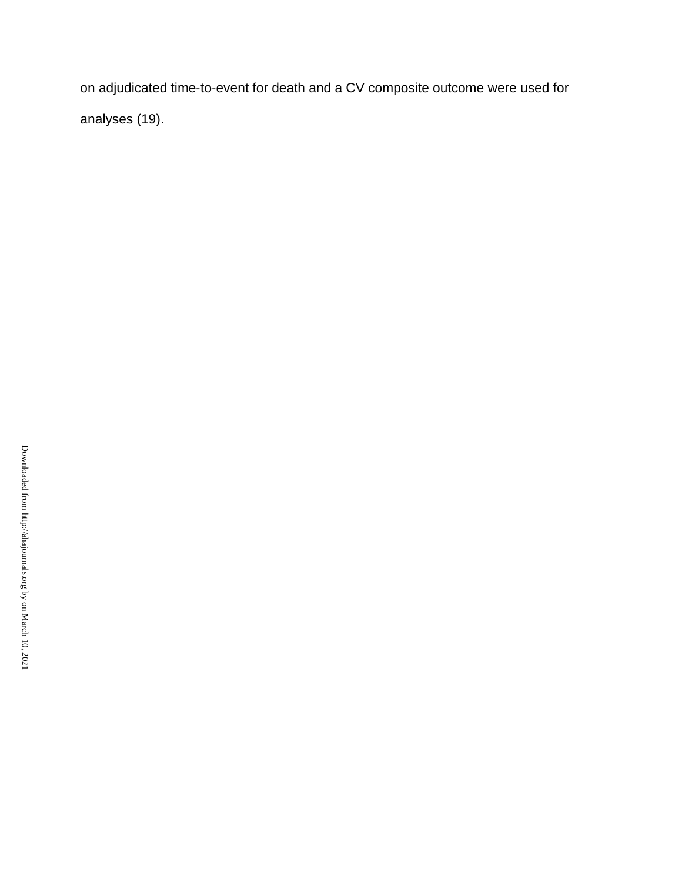on adjudicated time-to-event for death and a CV composite outcome were used for analyses (19).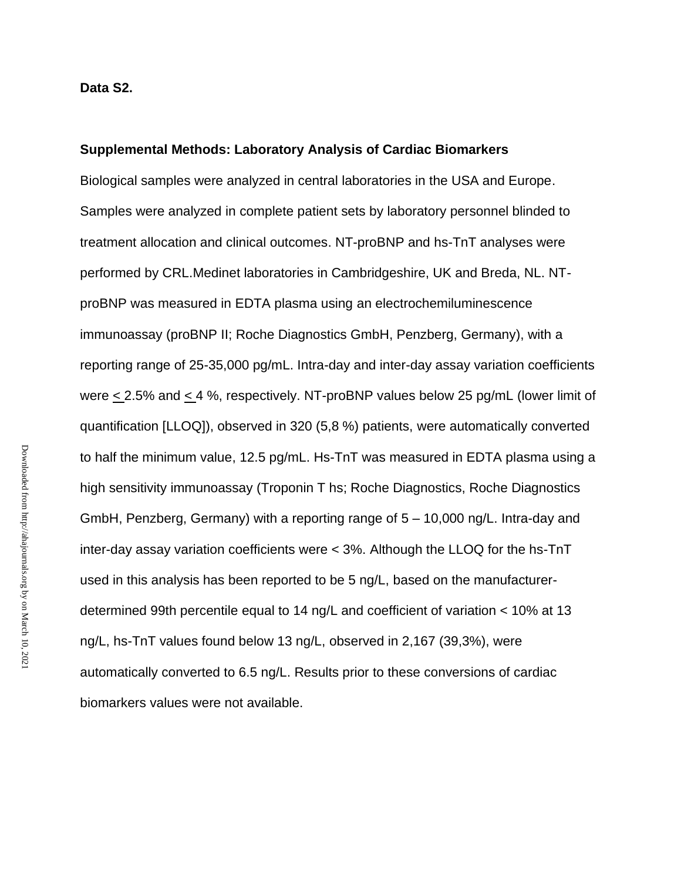**Data S2.**

**Supplemental Methods: Laboratory Analysis of Cardiac Biomarkers**

Biological samples were analyzed in central laboratories in the USA and Europe. Samples were analyzed in complete patient sets by laboratory personnel blinded to treatment allocation and clinical outcomes. NT-proBNP and hs-TnT analyses were performed by CRL.Medinet laboratories in Cambridgeshire, UK and Breda, NL. NT-proBNP was measured in EDTA plasma using an electrochemiluminescence immunoassay (proBNP II; Roche Diagnostics GmbH, Penzberg, Germany), with a reporting range of 25-35,000 pg/mL. Intra-day and inter-day assay variation coefficients were ≤ 2.5% and ≤ 4 %, respectively. NT-proBNP values below 25 pg/mL (lower limit of quantification [LLOQ]), observed in 320 (5,8 %) patients, were automatically converted to half the minimum value, 12.5 pg/mL. Hs-TnT was measured in EDTA plasma using a high sensitivity immunoassay (Troponin T hs; Roche Diagnostics, Roche Diagnostics GmbH, Penzberg, Germany) with a reporting range of 5 – 10,000 ng/L. Intra-day and inter-day assay variation coefficients were < 3%. Although the LLOQ for the hs-TnT used in this analysis has been reported to be 5 ng/L, based on the manufacturer-determined 99th percentile equal to 14 ng/L and coefficient of variation < 10% at 13 ng/L, hs-TnT values found below 13 ng/L, observed in 2,167 (39,3%), were automatically converted to 6.5 ng/L. Results prior to these conversions of cardiac biomarkers values were not available.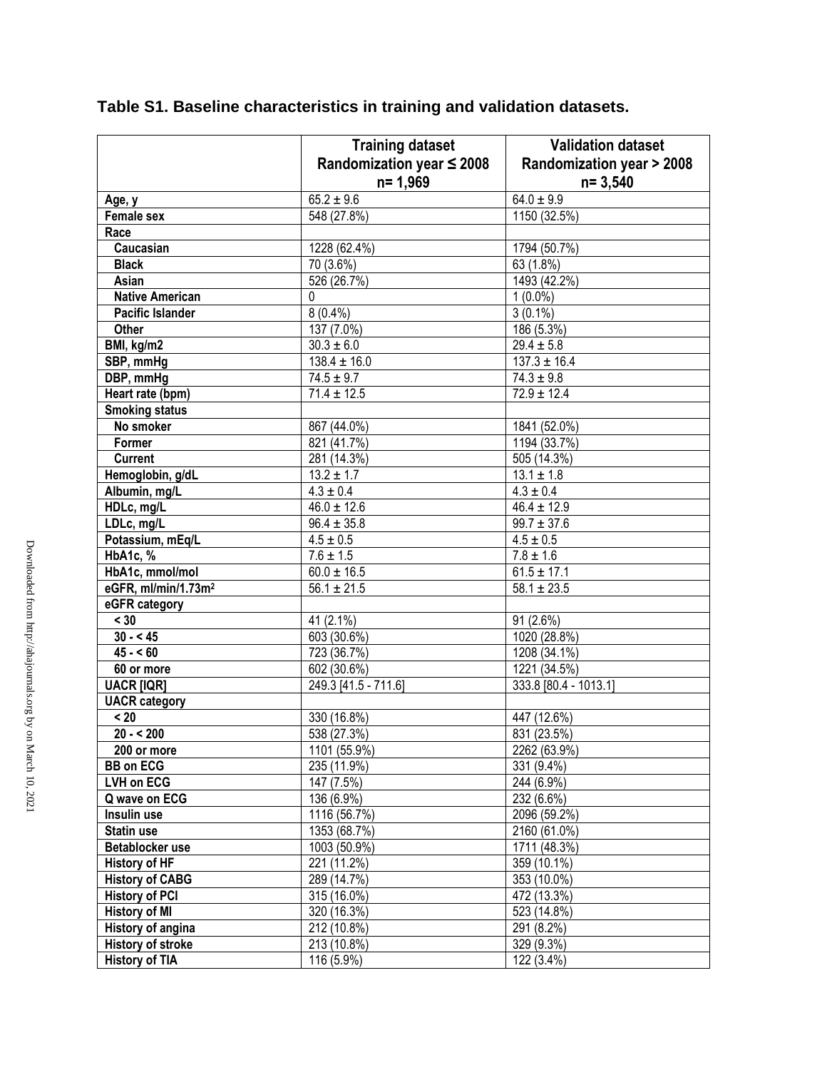**Table S1. Baseline characteristics in training and validation datasets.**

| | Training dataset Randomization year ≤ 2008 n= 1,969 | Validation dataset Randomization year > 2008 n= 3,540 |
|---|---|---|
| **Age, y** | 65.2 ± 9.6 | 64.0 ± 9.9 |
| **Female sex** | 548 (27.8%) | 1150 (32.5%) |
| **Race** | | |
| **Caucasian** | 1228 (62.4%) | 1794 (50.7%) |
| **Black** | 70 (3.6%) | 63 (1.8%) |
| **Asian** | 526 (26.7%) | 1493 (42.2%) |
| **Native American** | 0 | 1 (0.0%) |
| **Pacific Islander** | 8 (0.4%) | 3 (0.1%) |
| **Other** | 137 (7.0%) | 186 (5.3%) |
| **BMI, kg/m2** | 30.3 ± 6.0 | 29.4 ± 5.8 |
| **SBP, mmHg** | 138.4 ± 16.0 | 137.3 ± 16.4 |
| **DBP, mmHg** | 74.5 ± 9.7 | 74.3 ± 9.8 |
| **Heart rate (bpm)** | 71.4 ± 12.5 | 72.9 ± 12.4 |
| **Smoking status** | | |
| **No smoker** | 867 (44.0%) | 1841 (52.0%) |
| **Former** | 821 (41.7%) | 1194 (33.7%) |
| **Current** | 281 (14.3%) | 505 (14.3%) |
| **Hemoglobin, g/dL** | 13.2 ± 1.7 | 13.1 ± 1.8 |
| **Albumin, mg/L** | 4.3 ± 0.4 | 4.3 ± 0.4 |
| **HDLc, mg/L** | 46.0 ± 12.6 | 46.4 ± 12.9 |
| **LDLc, mg/L** | 96.4 ± 35.8 | 99.7 ± 37.6 |
| **Potassium, mEq/L** | 4.5 ± 0.5 | 4.5 ± 0.5 |
| **HbA1c, %** | 7.6 ± 1.5 | 7.8 ± 1.6 |
| **HbA1c, mmol/mol** | 60.0 ± 16.5 | 61.5 ± 17.1 |
| **eGFR, ml/min/1.73m$^2$** | 56.1 ± 21.5 | 58.1 ± 23.5 |
| **eGFR category** | | |
| **< 30** | 41 (2.1%) | 91 (2.6%) |
| **30 - < 45** | 603 (30.6%) | 1020 (28.8%) |
| **45 - < 60** | 723 (36.7%) | 1208 (34.1%) |
| **60 or more** | 602 (30.6%) | 1221 (34.5%) |
| **UACR [IQR]** | 249.3 [41.5 - 711.6] | 333.8 [80.4 - 1013.1] |
| **UACR category** | | |
| **< 20** | 330 (16.8%) | 447 (12.6%) |
| **20 - < 200** | 538 (27.3%) | 831 (23.5%) |
| **200 or more** | 1101 (55.9%) | 2262 (63.9%) |
| **BB on ECG** | 235 (11.9%) | 331 (9.4%) |
| **LVH on ECG** | 147 (7.5%) | 244 (6.9%) |
| **Q wave on ECG** | 136 (6.9%) | 232 (6.6%) |
| **Insulin use** | 1116 (56.7%) | 2096 (59.2%) |
| **Statin use** | 1353 (68.7%) | 2160 (61.0%) |
| **Betablocker use** | 1003 (50.9%) | 1711 (48.3%) |
| **History of HF** | 221 (11.2%) | 359 (10.1%) |
| **History of CABG** | 289 (14.7%) | 353 (10.0%) |
| **History of PCI** | 315 (16.0%) | 472 (13.3%) |
| **History of MI** | 320 (16.3%) | 523 (14.8%) |
| **History of angina** | 212 (10.8%) | 291 (8.2%) |
| **History of stroke** | 213 (10.8%) | 329 (9.3%) |
| **History of TIA** | 116 (5.9%) | 122 (3.4%) |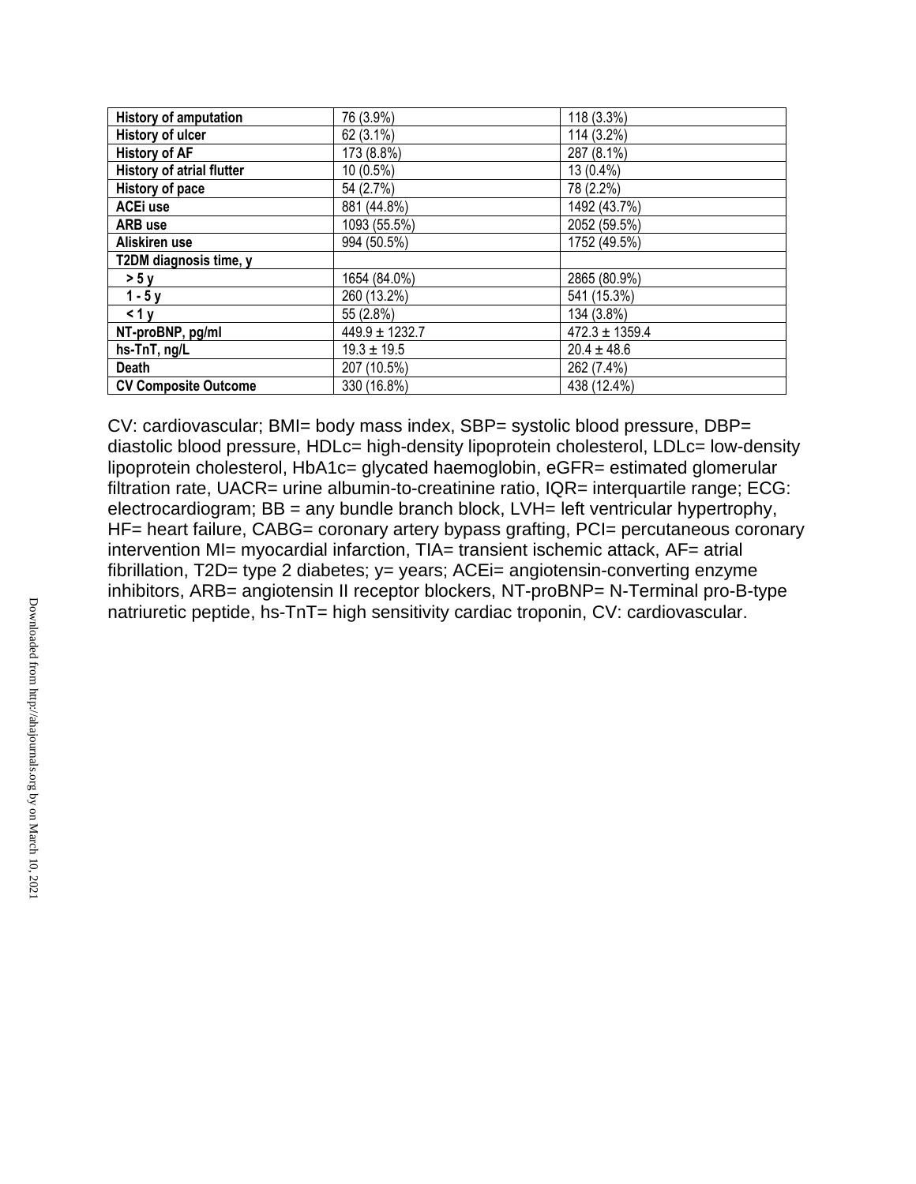| | | |
|---|---|---|
| **History of amputation** | 76 (3.9%) | 118 (3.3%) |
| **History of ulcer** | 62 (3.1%) | 114 (3.2%) |
| **History of AF** | 173 (8.8%) | 287 (8.1%) |
| **History of atrial flutter** | 10 (0.5%) | 13 (0.4%) |
| **History of pace** | 54 (2.7%) | 78 (2.2%) |
| **ACEi use** | 881 (44.8%) | 1492 (43.7%) |
| **ARB use** | 1093 (55.5%) | 2052 (59.5%) |
| **Aliskiren use** | 994 (50.5%) | 1752 (49.5%) |
| **T2DM diagnosis time, y** | | |
| **> 5 y** | 1654 (84.0%) | 2865 (80.9%) |
| **1 - 5 y** | 260 (13.2%) | 541 (15.3%) |
| **< 1 y** | 55 (2.8%) | 134 (3.8%) |
| **NT-proBNP, pg/ml** | 449.9 ± 1232.7 | 472.3 ± 1359.4 |
| **hs-TnT, ng/L** | 19.3 ± 19.5 | 20.4 ± 48.6 |
| **Death** | 207 (10.5%) | 262 (7.4%) |
| **CV Composite Outcome** | 330 (16.8%) | 438 (12.4%) |

CV: cardiovascular; BMI= body mass index, SBP= systolic blood pressure, DBP= diastolic blood pressure, HDLc= high-density lipoprotein cholesterol, LDLc= low-density lipoprotein cholesterol, HbA1c= glycated haemoglobin, eGFR= estimated glomerular filtration rate, UACR= urine albumin-to-creatinine ratio, IQR= interquartile range; ECG: electrocardiogram; BB = any bundle branch block, LVH= left ventricular hypertrophy, HF= heart failure, CABG= coronary artery bypass grafting, PCI= percutaneous coronary intervention MI= myocardial infarction, TIA= transient ischemic attack, AF= atrial fibrillation, T2D= type 2 diabetes; y= years; ACEi= angiotensin-converting enzyme inhibitors, ARB= angiotensin II receptor blockers, NT-proBNP= N-Terminal pro-B-type natriuretic peptide, hs-TnT= high sensitivity cardiac troponin, CV: cardiovascular.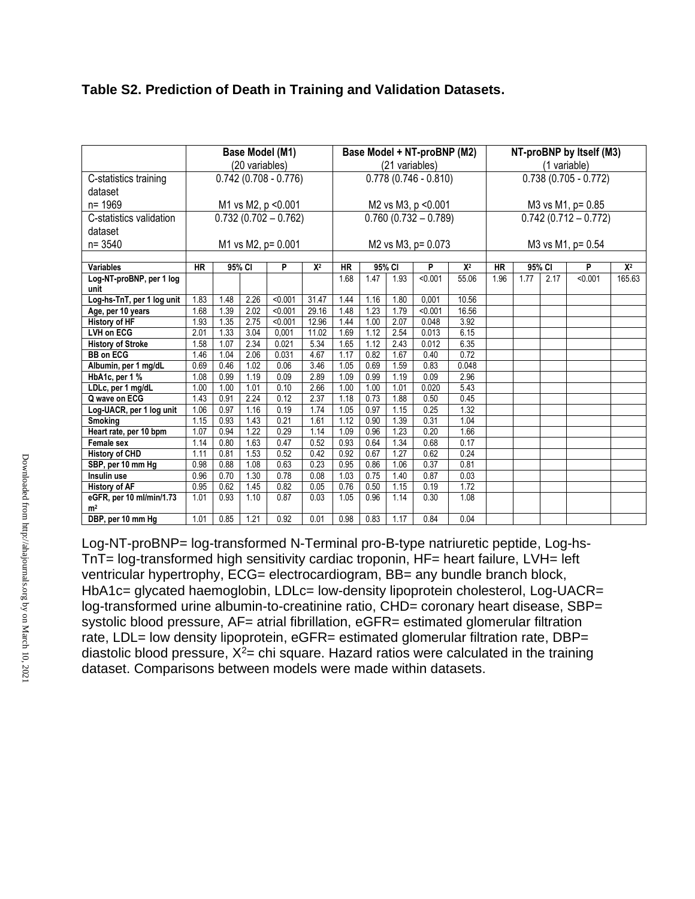### Table S2. Prediction of Death in Training and Validation Datasets.

| | Base Model (M1) (20 variables) | | | | | Base Model + NT-proBNP (M2) (21 variables) | | | | | NT-proBNP by Itself (M3) (1 variable) | | | | |
|---|---|---|---|---|---|---|---|---|---|---|---|---|---|---|---|
| C-statistics training dataset n= 1969 | 0.742 (0.708 - 0.776) M1 vs M2, p <0.001 | | | | | 0.778 (0.746 - 0.810) M2 vs M3, p <0.001 | | | | | 0.738 (0.705 - 0.772) M3 vs M1, p= 0.85 | | | | |
| C-statistics validation dataset n= 3540 | 0.732 (0.702 – 0.762) M1 vs M2, p= 0.001 | | | | | 0.760 (0.732 – 0.789) M2 vs M3, p= 0.073 | | | | | 0.742 (0.712 – 0.772) M3 vs M1, p= 0.54 | | | | |
| **Variables** | **HR** | **95% CI** | | **P** | **X²** | **HR** | **95% CI** | | **P** | **X²** | **HR** | **95% CI** | | **P** | **X²** |
| **Log-NT-proBNP, per 1 log unit** | | | | | | 1.68 | 1.47 | 1.93 | <0.001 | 55.06 | 1.96 | 1.77 | 2.17 | <0.001 | 165.63 |
| **Log-hs-TnT, per 1 log unit** | 1.83 | 1.48 | 2.26 | <0.001 | 31.47 | 1.44 | 1.16 | 1.80 | 0,001 | 10.56 | | | | | |
| **Age, per 10 years** | 1.68 | 1.39 | 2.02 | <0.001 | 29.16 | 1.48 | 1.23 | 1.79 | <0.001 | 16.56 | | | | | |
| **History of HF** | 1.93 | 1.35 | 2.75 | <0.001 | 12.96 | 1.44 | 1.00 | 2.07 | 0.048 | 3.92 | | | | | |
| **LVH on ECG** | 2.01 | 1.33 | 3.04 | 0,001 | 11.02 | 1.69 | 1.12 | 2.54 | 0.013 | 6.15 | | | | | |
| **History of Stroke** | 1.58 | 1.07 | 2.34 | 0.021 | 5.34 | 1.65 | 1.12 | 2.43 | 0.012 | 6.35 | | | | | |
| **BB on ECG** | 1.46 | 1.04 | 2.06 | 0.031 | 4.67 | 1.17 | 0.82 | 1.67 | 0.40 | 0.72 | | | | | |
| **Albumin, per 1 mg/dL** | 0.69 | 0.46 | 1.02 | 0.06 | 3.46 | 1.05 | 0.69 | 1.59 | 0.83 | 0.048 | | | | | |
| **HbA1c, per 1 %** | 1.08 | 0.99 | 1.19 | 0.09 | 2.89 | 1.09 | 0.99 | 1.19 | 0.09 | 2.96 | | | | | |
| **LDLc, per 1 mg/dL** | 1.00 | 1.00 | 1.01 | 0.10 | 2.66 | 1.00 | 1.00 | 1.01 | 0.020 | 5.43 | | | | | |
| **Q wave on ECG** | 1.43 | 0.91 | 2.24 | 0.12 | 2.37 | 1.18 | 0.73 | 1.88 | 0.50 | 0.45 | | | | | |
| **Log-UACR, per 1 log unit** | 1.06 | 0.97 | 1.16 | 0.19 | 1.74 | 1.05 | 0.97 | 1.15 | 0.25 | 1.32 | | | | | |
| **Smoking** | 1.15 | 0.93 | 1.43 | 0.21 | 1.61 | 1.12 | 0.90 | 1.39 | 0.31 | 1.04 | | | | | |
| **Heart rate, per 10 bpm** | 1.07 | 0.94 | 1.22 | 0.29 | 1.14 | 1.09 | 0.96 | 1.23 | 0.20 | 1.66 | | | | | |
| **Female sex** | 1.14 | 0.80 | 1.63 | 0.47 | 0.52 | 0.93 | 0.64 | 1.34 | 0.68 | 0.17 | | | | | |
| **History of CHD** | 1.11 | 0.81 | 1.53 | 0.52 | 0.42 | 0.92 | 0.67 | 1.27 | 0.62 | 0.24 | | | | | |
| **SBP, per 10 mm Hg** | 0.98 | 0.88 | 1.08 | 0.63 | 0.23 | 0.95 | 0.86 | 1.06 | 0.37 | 0.81 | | | | | |
| **Insulin use** | 0.96 | 0.70 | 1.30 | 0.78 | 0.08 | 1.03 | 0.75 | 1.40 | 0.87 | 0.03 | | | | | |
| **History of AF** | 0.95 | 0.62 | 1.45 | 0.82 | 0.05 | 0.76 | 0.50 | 1.15 | 0.19 | 1.72 | | | | | |
| **eGFR, per 10 ml/min/1.73 m²** | 1.01 | 0.93 | 1.10 | 0.87 | 0.03 | 1.05 | 0.96 | 1.14 | 0.30 | 1.08 | | | | | |
| **DBP, per 10 mm Hg** | 1.01 | 0.85 | 1.21 | 0.92 | 0.01 | 0.98 | 0.83 | 1.17 | 0.84 | 0.04 | | | | | |

Log-NT-proBNP= log-transformed N-Terminal pro-B-type natriuretic peptide, Log-hs-TnT= log-transformed high sensitivity cardiac troponin, HF= heart failure, LVH= left ventricular hypertrophy, ECG= electrocardiogram, BB= any bundle branch block, HbA1c= glycated haemoglobin, LDLc= low-density lipoprotein cholesterol, Log-UACR= log-transformed urine albumin-to-creatinine ratio, CHD= coronary heart disease, SBP= systolic blood pressure, AF= atrial fibrillation, eGFR= estimated glomerular filtration rate, LDL= low density lipoprotein, eGFR= estimated glomerular filtration rate, DBP= diastolic blood pressure, $X^2$= chi square. Hazard ratios were calculated in the training dataset. Comparisons between models were made within datasets.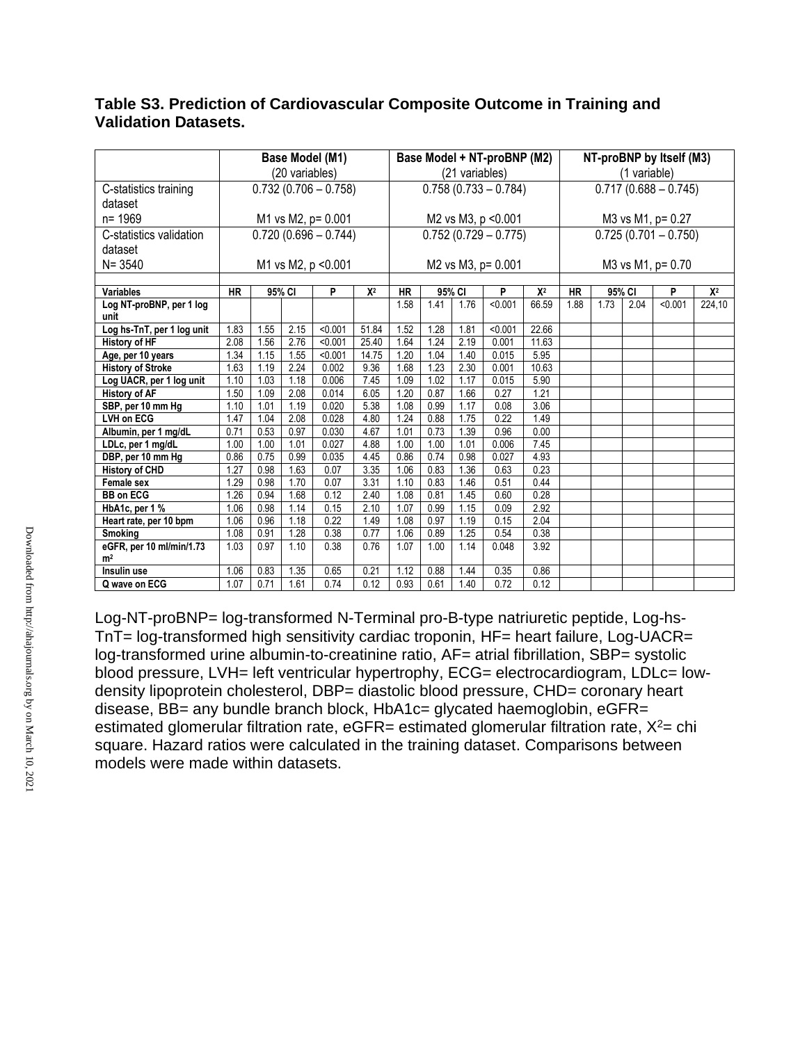**Table S3. Prediction of Cardiovascular Composite Outcome in Training and Validation Datasets.**

| | Base Model (M1) (20 variables) | | | | | Base Model + NT-proBNP (M2) (21 variables) | | | | | NT-proBNP by Itself (M3) (1 variable) | | | | |
|---|---|---|---|---|---|---|---|---|---|---|---|---|---|---|---|
| C-statistics training dataset n= 1969 | 0.732 (0.706 – 0.758) M1 vs M2, p= 0.001 | | | | | 0.758 (0.733 – 0.784) M2 vs M3, p <0.001 | | | | | 0.717 (0.688 – 0.745) M3 vs M1, p= 0.27 | | | | |
| C-statistics validation dataset N= 3540 | 0.720 (0.696 – 0.744) M1 vs M2, p <0.001 | | | | | 0.752 (0.729 – 0.775) M2 vs M3, p= 0.001 | | | | | 0.725 (0.701 – 0.750) M3 vs M1, p= 0.70 | | | | |
| **Variables** | **HR** | **95% CI** | | **P** | **$X^2$** | **HR** | **95% CI** | | **P** | **$X^2$** | **HR** | **95% CI** | | **P** | **$X^2$** |
| **Log NT-proBNP, per 1 log unit** | | | | | | 1.58 | 1.41 | 1.76 | <0.001 | 66.59 | 1.88 | 1.73 | 2.04 | <0.001 | 224,10 |
| **Log hs-TnT, per 1 log unit** | 1.83 | 1.55 | 2.15 | <0.001 | 51.84 | 1.52 | 1.28 | 1.81 | <0.001 | 22.66 | | | | | |
| **History of HF** | 2.08 | 1.56 | 2.76 | <0.001 | 25.40 | 1.64 | 1.24 | 2.19 | 0.001 | 11.63 | | | | | |
| **Age, per 10 years** | 1.34 | 1.15 | 1.55 | <0.001 | 14.75 | 1.20 | 1.04 | 1.40 | 0.015 | 5.95 | | | | | |
| **History of Stroke** | 1.63 | 1.19 | 2.24 | 0.002 | 9.36 | 1.68 | 1.23 | 2.30 | 0.001 | 10.63 | | | | | |
| **Log UACR, per 1 log unit** | 1.10 | 1.03 | 1.18 | 0.006 | 7.45 | 1.09 | 1.02 | 1.17 | 0.015 | 5.90 | | | | | |
| **History of AF** | 1.50 | 1.09 | 2.08 | 0.014 | 6.05 | 1.20 | 0.87 | 1.66 | 0.27 | 1.21 | | | | | |
| **SBP, per 10 mm Hg** | 1.10 | 1.01 | 1.19 | 0.020 | 5.38 | 1.08 | 0.99 | 1.17 | 0.08 | 3.06 | | | | | |
| **LVH on ECG** | 1.47 | 1.04 | 2.08 | 0.028 | 4.80 | 1.24 | 0.88 | 1.75 | 0.22 | 1.49 | | | | | |
| **Albumin, per 1 mg/dL** | 0.71 | 0.53 | 0.97 | 0.030 | 4.67 | 1.01 | 0.73 | 1.39 | 0.96 | 0.00 | | | | | |
| **LDLc, per 1 mg/dL** | 1.00 | 1.00 | 1.01 | 0.027 | 4.88 | 1.00 | 1.00 | 1.01 | 0.006 | 7.45 | | | | | |
| **DBP, per 10 mm Hg** | 0.86 | 0.75 | 0.99 | 0.035 | 4.45 | 0.86 | 0.74 | 0.98 | 0.027 | 4.93 | | | | | |
| **History of CHD** | 1.27 | 0.98 | 1.63 | 0.07 | 3.35 | 1.06 | 0.83 | 1.36 | 0.63 | 0.23 | | | | | |
| **Female sex** | 1.29 | 0.98 | 1.70 | 0.07 | 3.31 | 1.10 | 0.83 | 1.46 | 0.51 | 0.44 | | | | | |
| **BB on ECG** | 1.26 | 0.94 | 1.68 | 0.12 | 2.40 | 1.08 | 0.81 | 1.45 | 0.60 | 0.28 | | | | | |
| **HbA1c, per 1 %** | 1.06 | 0.98 | 1.14 | 0.15 | 2.10 | 1.07 | 0.99 | 1.15 | 0.09 | 2.92 | | | | | |
| **Heart rate, per 10 bpm** | 1.06 | 0.96 | 1.18 | 0.22 | 1.49 | 1.08 | 0.97 | 1.19 | 0.15 | 2.04 | | | | | |
| **Smoking** | 1.08 | 0.91 | 1.28 | 0.38 | 0.77 | 1.06 | 0.89 | 1.25 | 0.54 | 0.38 | | | | | |
| **eGFR, per 10 ml/min/1.73 $m^2$** | 1.03 | 0.97 | 1.10 | 0.38 | 0.76 | 1.07 | 1.00 | 1.14 | 0.048 | 3.92 | | | | | |
| **Insulin use** | 1.06 | 0.83 | 1.35 | 0.65 | 0.21 | 1.12 | 0.88 | 1.44 | 0.35 | 0.86 | | | | | |
| **Q wave on ECG** | 1.07 | 0.71 | 1.61 | 0.74 | 0.12 | 0.93 | 0.61 | 1.40 | 0.72 | 0.12 | | | | | |

Log-NT-proBNP= log-transformed N-Terminal pro-B-type natriuretic peptide, Log-hs-TnT= log-transformed high sensitivity cardiac troponin, HF= heart failure, Log-UACR= log-transformed urine albumin-to-creatinine ratio, AF= atrial fibrillation, SBP= systolic blood pressure, LVH= left ventricular hypertrophy, ECG= electrocardiogram, LDLc= low-density lipoprotein cholesterol, DBP= diastolic blood pressure, CHD= coronary heart disease, BB= any bundle branch block, HbA1c= glycated haemoglobin, eGFR= estimated glomerular filtration rate, eGFR= estimated glomerular filtration rate, $X^2$= chi square. Hazard ratios were calculated in the training dataset. Comparisons between models were made within datasets.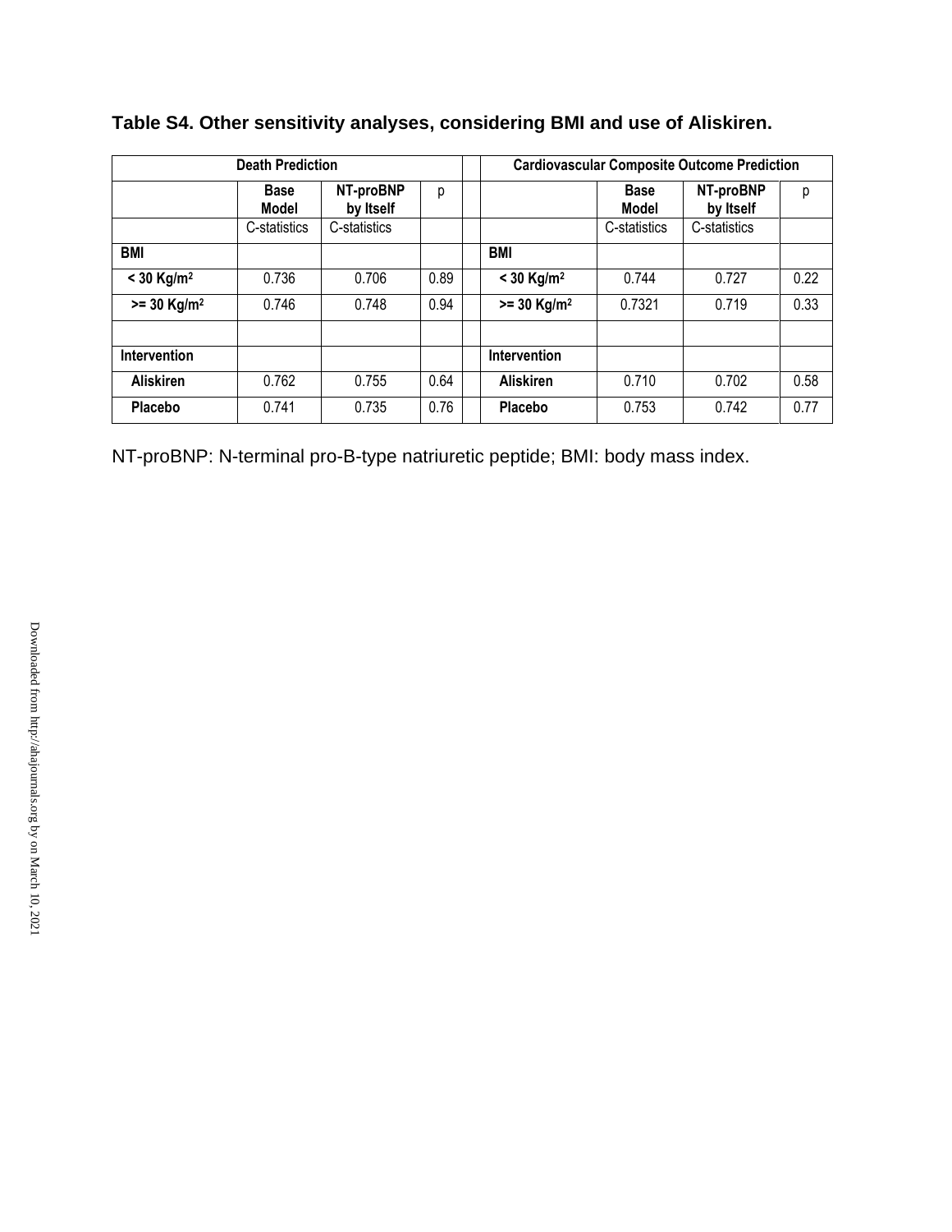**Table S4. Other sensitivity analyses, considering BMI and use of Aliskiren.**

| Death Prediction | | | | | Cardiovascular Composite Outcome Prediction | | | |
|---|---|---|---|---|---|---|---|---|
| | Base Model | NT-proBNP by Itself | p | | | Base Model | NT-proBNP by Itself | p |
| | C-statistics | C-statistics | | | | C-statistics | C-statistics | |
| **BMI** | | | | | **BMI** | | | |
| **< 30 Kg/m²** | 0.736 | 0.706 | 0.89 | | **< 30 Kg/m²** | 0.744 | 0.727 | 0.22 |
| **>= 30 Kg/m²** | 0.746 | 0.748 | 0.94 | | **>= 30 Kg/m²** | 0.7321 | 0.719 | 0.33 |
| | | | | | | | | |
| **Intervention** | | | | | **Intervention** | | | |
| **Aliskiren** | 0.762 | 0.755 | 0.64 | | **Aliskiren** | 0.710 | 0.702 | 0.58 |
| **Placebo** | 0.741 | 0.735 | 0.76 | | **Placebo** | 0.753 | 0.742 | 0.77 |

NT-proBNP: N-terminal pro-B-type natriuretic peptide; BMI: body mass index.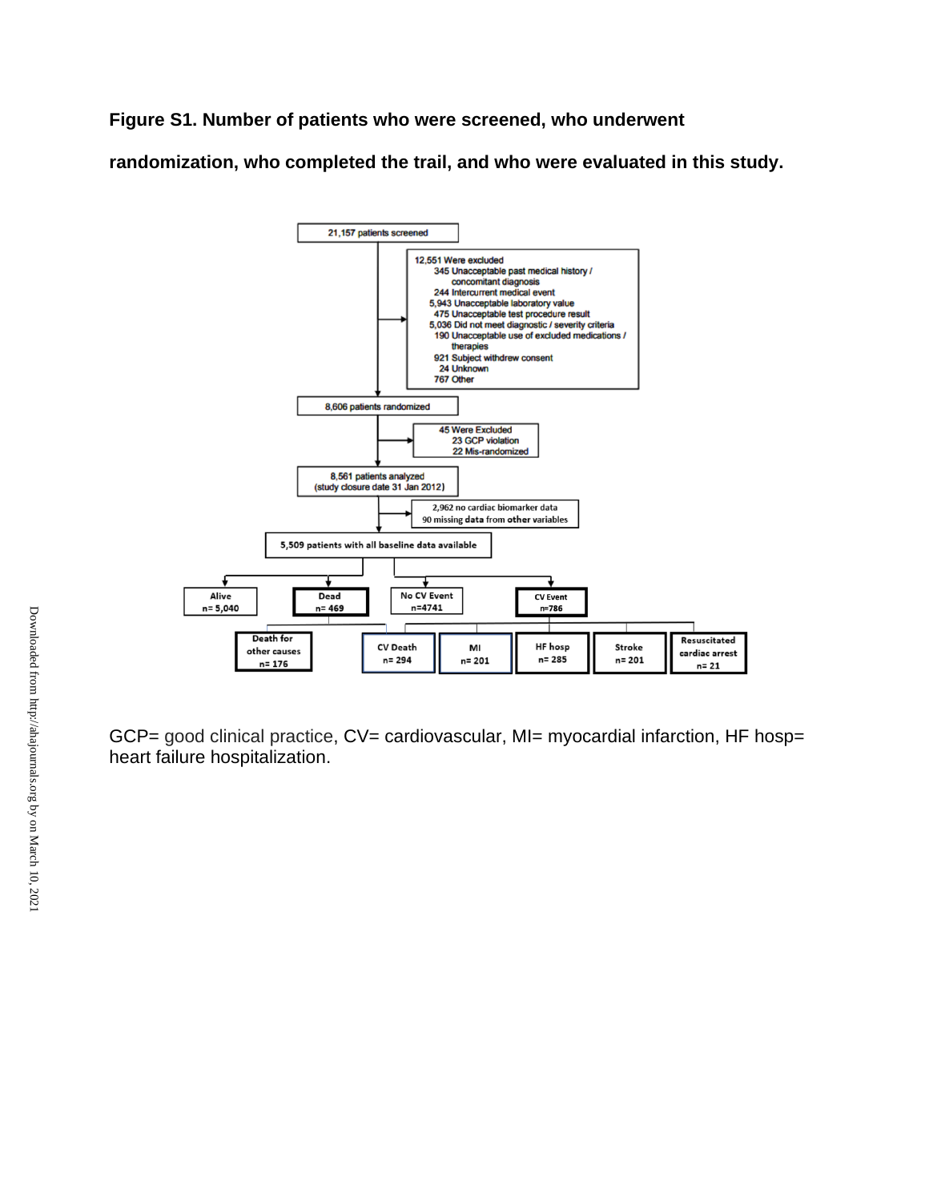**Figure S1. Number of patients who were screened, who underwent randomization, who completed the trail, and who were evaluated in this study.**

21,157 patients screened

12,551 Were excluded
345 Unacceptable past medical history / concomitant diagnosis
244 Intercurrent medical event
5,943 Unacceptable laboratory value
475 Unacceptable test procedure result
5,036 Did not meet diagnostic / severity criteria
190 Unacceptable use of excluded medications / therapies
921 Subject withdrew consent
24 Unknown
767 Other

8,606 patients randomized

45 Were Excluded
23 GCP violation
22 Mis-randomized

8,561 patients analyzed
(study closure date 31 Jan 2012)

2,962 no cardiac biomarker data
90 missing data from other variables

5,509 patients with all baseline data available

Alive
n= 5,040

Dead
n= 469

No CV Event
n=4741

CV Event
n=786

Death for other causes
n= 176

CV Death
n= 294

MI
n= 201

HF hosp
n= 285

Stroke
n= 201

Resuscitated cardiac arrest
n= 21

GCP= good clinical practice, CV= cardiovascular, MI= myocardial infarction, HF hosp= heart failure hospitalization.